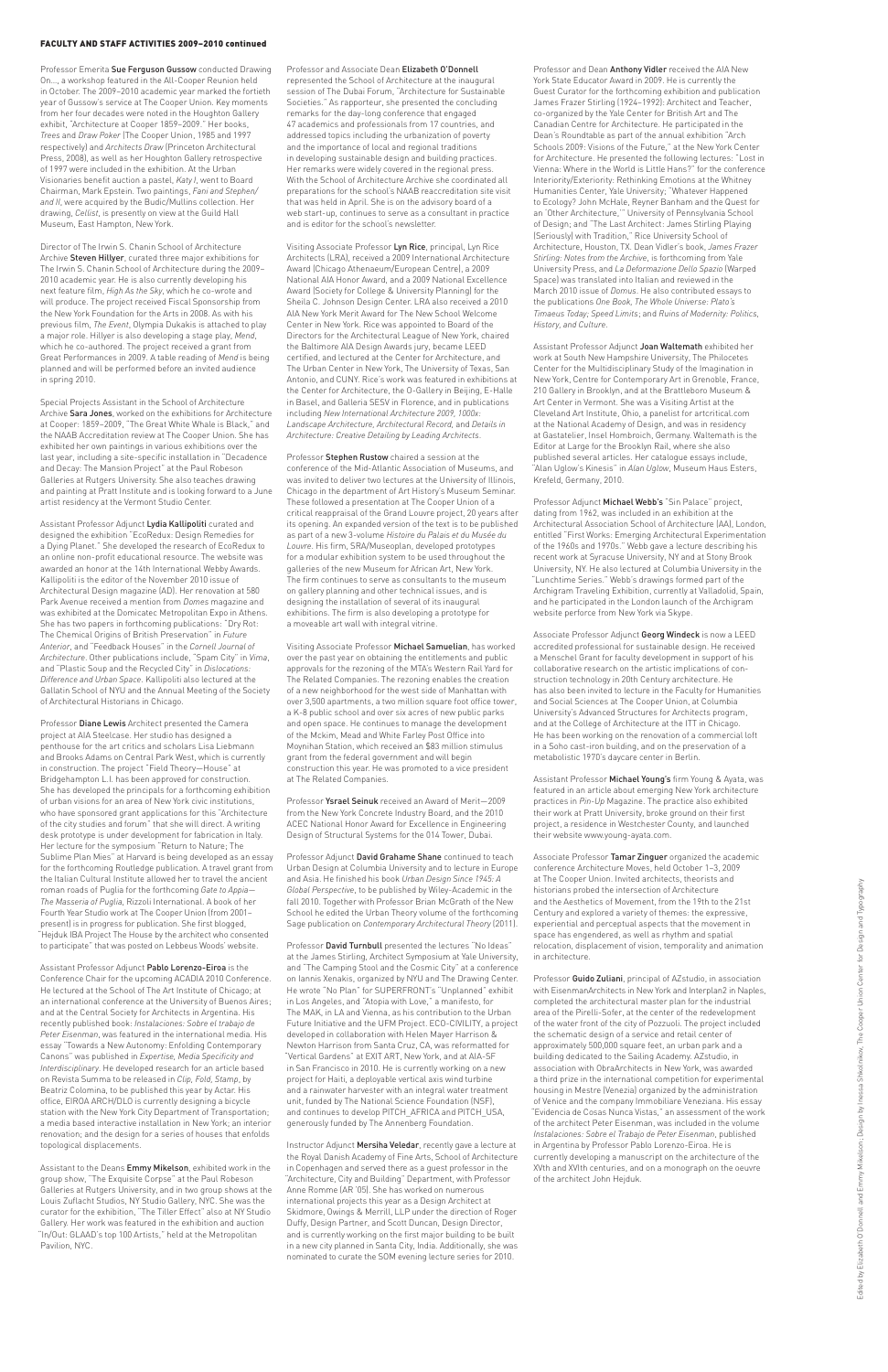## FACULTY AND STAFF ACTIVITIES 2009–2010 continued

Professor Emerita **Sue Ferguson Gussow** conducted Drawing On..., a workshop featured in the All-Cooper Reunion held in October. The 2009–2010 academic year marked the fortieth year of Gussow's service at The Cooper Union. Key moments from her four decades were noted in the Houghton Gallery exhibit, "Architecture at Cooper 1859–2009." Her books, *Trees* and *Draw Poker* (The Cooper Union, 1985 and 1997 respectively) and *Architects Draw* (Princeton Architectural Press, 2008), as well as her Houghton Gallery retrospective of 1997 were included in the exhibition. At the Urban Visionaries benefit auction a pastel, *Katy I*, went to Board Chairman, Mark Epstein. Two paintings, *Fani and Stephen/ and II*, were acquired by the Budic/Mullins collection. Her drawing, *Cellist*, is presently on view at the Guild Hall Museum, East Hampton, New York.

Director of The Irwin S. Chanin School of Architecture Archive **Steven Hillyer**, curated three major exhibitions for The Irwin S. Chanin School of Architecture during the 2009–2010 academic year. He is also currently developing his next feature film, *High As the Sky*, which he co-wrote and will produce. The project received Fiscal Sponsorship from the New York Foundation for the Arts in 2008. As with his previous film, *The Event*, Olympia Dukakis is attached to play a major role. Hillyer is also developing a stage play, *Mend*, which he co-authored. The project received a grant from Great Performances in 2009. A table reading of *Mend* is being planned and will be performed before an invited audience in spring 2010.

Special Projects Assistant in the School of Architecture Archive **Sara Jones**, worked on the exhibitions for Architecture at Cooper: 1859–2009, "The Great White Whale is Black," and the NAAB Accreditation review at The Cooper Union. She has exhibited her own paintings in various exhibitions over the last year, including a site-specific installation in "Decadence and Decay: The Mansion Project" at the Paul Robeson Galleries at Rutgers University. She also teaches drawing and painting at Pratt Institute and is looking forward to a June artist residency at the Vermont Studio Center.

Assistant Professor Adjunct **Lydia Kallipoliti** curated and designed the exhibition "EcoRedux: Design Remedies for a Dying Planet." She developed the research of EcoRedux to an online non-profit educational resource. The website was awarded an honor at the 14th International Webby Awards. Kallipoliti is the editor of the November 2010 issue of Architectural Design magazine (AD). Her renovation at 580 Park Avenue received a mention from *Domes* magazine and was exhibited at the Domicatec Metropolitan Expo in Athens. She has two papers in forthcoming publications: "Dry Rot: The Chemical Origins of British Preservation" in *Future Anterior*, and "Feedback Houses" in the *Cornell Journal of Architecture*. Other publications include, "Spam City" in *Vima*, and "Plastic Soup and the Recycled City" in *Dislocations: Difference and Urban Space*. Kallipoliti also lectured at the Gallatin School of NYU and the Annual Meeting of the Society of Architectural Historians in Chicago.

Professor **Diane Lewis** Architect presented the Camera project at AIA Steelcase. Her studio has designed a penthouse for the art critics and scholars Lisa Liebmann and Brooks Adams on Central Park West, which is currently in construction. The project "Field Theory—House" at Bridgehampton L.I. has been approved for construction. She has developed the principals for a forthcoming exhibition of urban visions for an area of New York civic institutions, who have sponsored grant applications for this "Architecture of the city studies and forum" that she will direct. A writing desk prototype is under development for fabrication in Italy. Her lecture for the symposium "Return to Nature; The Sublime Plan Mies" at Harvard is being developed as an essay for the forthcoming Routledge publication. A travel grant from the Italian Cultural Institute allowed her to travel the ancient roman roads of Puglia for the forthcoming *Gate to Appia—The Masseria of Puglia*, Rizzoli International. A book of her Fourth Year Studio work at The Cooper Union (from 2001–present) is in progress for publication. She first blogged, "Hejduk IBA Project The House by the architect who consented to participate" that was posted on Lebbeus Woods' website.

Assistant Professor Adjunct **Pablo Lorenzo-Eiroa** is the Conference Chair for the upcoming ACADIA 2010 Conference. He lectured at the School of The Art Institute of Chicago; at an international conference at the University of Buenos Aires; and at the Central Society for Architects in Argentina. His recently published book: *Instalaciones: Sobre el trabajo de Peter Eisenman*, was featured in the international media. His essay "Towards a New Autonomy: Enfolding Contemporary Canons" was published in *Expertise, Media Specificity and Interdisciplinary*. He developed research for an article based on Revista Summa to be released in *Clip, Fold, Stamp*, by Beatriz Colomina, to be published this year by Actar. His office, EIROA ARCH/DLO is currently designing a bicycle station with the New York City Department of Transportation; a media based interactive installation in New York; an interior renovation; and the design for a series of houses that enfolds topological displacements.

Assistant to the Deans **Emmy Mikelson**, exhibited work in the group show, "The Exquisite Corpse" at the Paul Robeson Galleries at Rutgers University, and in two group shows at the Louis Zuflacht Studios, NY Studio Gallery, NYC. She was the curator for the exhibition, "The Tiller Effect" also at NY Studio Gallery. Her work was featured in the exhibition and auction "In/Out: GLAAD's top 100 Artists," held at the Metropolitan Pavilion, NYC.

Professor and Associate Dean **Elizabeth O'Donnell** represented the School of Architecture at the inaugural session of The Dubai Forum, "Architecture for Sustainable Societies." As rapporteur, she presented the concluding remarks for the day-long conference that engaged 47 academics and professionals from 17 countries, and addressed topics including the urbanization of poverty and the importance of local and regional traditions in developing sustainable design and building practices. Her remarks were widely covered in the regional press. With the School of Architecture Archive she coordinated all preparations for the school's NAAB reaccreditation site visit that was held in April. She is on the advisory board of a web start-up, continues to serve as a consultant in practice and is editor for the school's newsletter.

Visiting Associate Professor **Lyn Rice**, principal, Lyn Rice Architects (LRA), received a 2009 International Architecture Award (Chicago Athenaeum/European Centre), a 2009 National AIA Honor Award, and a 2009 National Excellence Award (Society for College & University Planning) for the Sheila C. Johnson Design Center. LRA also received a 2010 AIA New York Merit Award for The New School Welcome Center in New York. Rice was appointed to Board of the Directors for the Architectural League of New York, chaired the Baltimore AIA Design Awards jury, became LEED certified, and lectured at the Center for Architecture, and The Urban Center in New York, The University of Texas, San Antonio, and CUNY. Rice's work was featured in exhibitions at the Center for Architecture, the O-Gallery in Beijing, E-Halle in Basel, and Galleria SESV in Florence, and in publications including *New International Architecture 2009*, *1000x: Landscape Architecture*, *Architectural Record*, and *Details in Architecture: Creative Detailing by Leading Architects*.

Professor **Stephen Rustow** chaired a session at the conference of the Mid-Atlantic Association of Museums, and was invited to deliver two lectures at the University of Illinois, Chicago in the department of Art History's Museum Seminar. These followed a presentation at The Cooper Union of a critical reappraisal of the Grand Louvre project, 20 years after its opening. An expanded version of the text is to be published as part of a new 3-volume *Histoire du Palais et du Musée du Louvre*. His firm, SRA/Museoplan, developed prototypes for a modular exhibition system to be used throughout the galleries of the new Museum for African Art, New York. The firm continues to serve as consultants to the museum on gallery planning and other technical issues, and is designing the installation of several of its inaugural exhibitions. The firm is also developing a prototype for a moveable art wall with integral vitrine.

Visiting Associate Professor **Michael Samuelian**, has worked over the past year on obtaining the entitlements and public approvals for the rezoning of the MTA's Western Rail Yard for The Related Companies. The rezoning enables the creation of a new neighborhood for the west side of Manhattan with over 3,500 apartments, a two million square foot office tower, a K-8 public school and over six acres of new public parks and open space. He continues to manage the development of the Mckim, Mead and White Farley Post Office into Moynihan Station, which received an $83 million stimulus grant from the federal government and will begin construction this year. He was promoted to a vice president at The Related Companies.

Professor **Ysrael Seinuk** received an Award of Merit—2009 from the New York Concrete Industry Board, and the 2010 ACEC National Honor Award for Excellence in Engineering Design of Structural Systems for the 014 Tower, Dubai.

Professor Adjunct **David Grahame Shane** continued to teach Urban Design at Columbia University and to lecture in Europe and Asia. He finished his book *Urban Design Since 1945: A Global Perspective*, to be published by Wiley-Academic in the fall 2010. Together with Professor Brian McGrath of the New School he edited the Urban Theory volume of the forthcoming Sage publication on *Contemporary Architectural Theory* (2011).

Professor **David Turnbull** presented the lectures "No Ideas" at the James Stirling, Architect Symposium at Yale University, and "The Camping Stool and the Cosmic City" at a conference on Iannis Xenakis, organized by NYU and The Drawing Center. He wrote "No Plan" for SUPERFRONT's "Unplanned" exhibit in Los Angeles, and "Atopia with Love," a manifesto, for The MAK, in LA and Vienna, as his contribution to the Urban Future Initiative and the UFM Project. ECO-CIVILITY, a project developed in collaboration with Helen Mayer Harrison & Newton Harrison from Santa Cruz, CA, was reformatted for "Vertical Gardens" at EXIT ART, New York, and at AIA-SF in San Francisco in 2010. He is currently working on a new project for Haiti, a deployable vertical axis wind turbine and a rainwater harvester with an integral water treatment unit, funded by The National Science Foundation (NSF), and continues to develop PITCH_AFRICA and PITCH_USA, generously funded by The Annenberg Foundation.

Instructor Adjunct **Mersiha Veledar**, recently gave a lecture at the Royal Danish Academy of Fine Arts, School of Architecture in Copenhagen and served there as a guest professor in the "Architecture, City and Building" Department, with Professor Anne Romme (AR '05). She has worked on numerous international projects this year as a Design Architect at Skidmore, Owings & Merrill, LLP under the direction of Roger Duffy, Design Partner, and Scott Duncan, Design Director, and is currently working on the first major building to be built in a new city planned in Santa City, India. Additionally, she was nominated to curate the SOM evening lecture series for 2010.

Professor and Dean **Anthony Vidler** received the AIA New York State Educator Award in 2009. He is currently the Guest Curator for the forthcoming exhibition and publication James Frazer Stirling (1924–1992): Architect and Teacher, co-organized by the Yale Center for British Art and The Canadian Centre for Architecture. He participated in the Dean's Roundtable as part of the annual exhibition "Arch Schools 2009: Visions of the Future," at the New York Center for Architecture. He presented the following lectures: "Lost in Vienna: Where in the World is Little Hans?" for the conference Interiority/Exteriority: Rethinking Emotions at the Whitney Humanities Center, Yale University; "Whatever Happened to Ecology? John McHale, Reyner Banham and the Quest for an 'Other Architecture,'" University of Pennsylvania School of Design; and "The Last Architect: James Stirling Playing (Seriously) with Tradition," Rice University School of Architecture, Houston, TX. Dean Vidler's book, *James Frazer Stirling: Notes from the Archive*, is forthcoming from Yale University Press, and *La Deformazione Dello Spazio* (Warped Space) was translated into Italian and reviewed in the March 2010 issue of *Domus*. He also contributed essays to the publications *One Book, The Whole Universe: Plato's Timaeus Today*; *Speed Limits*; and *Ruins of Modernity: Politics, History, and Culture*.

Assistant Professor Adjunct **Joan Waltemath** exhibited her work at South New Hampshire University, The Philocetes Center for the Multidisciplinary Study of the Imagination in New York, Centre for Contemporary Art in Grenoble, France, 210 Gallery in Brooklyn, and at the Brattleboro Museum & Art Center in Vermont. She was a Visiting Artist at the Cleveland Art Institute, Ohio, a panelist for artcritical.com at the National Academy of Design, and was in residency at Gastatelier, Insel Hombroich, Germany. Waltemath is the Editor at Large for the Brooklyn Rail, where she also published several articles. Her catalogue essays include, "Alan Uglow's Kinesis" in *Alan Uglow*, Museum Haus Esters, Krefeld, Germany, 2010.

Professor Adjunct **Michael Webb's** "Sin Palace" project, dating from 1962, was included in an exhibition at the Architectural Association School of Architecture (AA), London, entitled "First Works: Emerging Architectural Experimentation of the 1960s and 1970s." Webb gave a lecture describing his recent work at Syracuse University, NY and at Stony Brook University, NY. He also lectured at Columbia University in the "Lunchtime Series." Webb's drawings formed part of the Archigram Traveling Exhibition, currently at Valladolid, Spain, and he participated in the London launch of the Archigram website perforce from New York via Skype.

Associate Professor Adjunct **Georg Windeck** is now a LEED accredited professional for sustainable design. He received a Menschel Grant for faculty development in support of his collaborative research on the artistic implications of construction technology in 20th Century architecture. He has also been invited to lecture in the Faculty for Humanities and Social Sciences at The Cooper Union, at Columbia University's Advanced Structures for Architects program, and at the College of Architecture at the ITT in Chicago. He has been working on the renovation of a commercial loft in a Soho cast-iron building, and on the preservation of a metabolistic 1970's daycare center in Berlin.

Assistant Professor **Michael Young's** firm Young & Ayata, was featured in an article about emerging New York architecture practices in *Pin-Up* Magazine. The practice also exhibited their work at Pratt University, broke ground on their first project, a residence in Westchester County, and launched their website www.young-ayata.com.

Associate Professor **Tamar Zinguer** organized the academic conference Architecture Moves, held October 1–3, 2009 at The Cooper Union. Invited architects, theorists and historians probed the intersection of Architecture and the Aesthetics of Movement, from the 19th to the 21st Century and explored a variety of themes: the expressive, experiential and perceptual aspects that the movement in space has engendered, as well as rhythm and spatial relocation, displacement of vision, temporality and animation in architecture.

Professor **Guido Zuliani**, principal of AZstudio, in association with EisenmanArchitects in New York and Interplan2 in Naples, completed the architectural master plan for the industrial area of the Pirelli-Sofer, at the center of the redevelopment of the water front of the city of Pozzuoli. The project included the schematic design of a service and retail center of approximately 500,000 square feet, an urban park and a building dedicated to the Sailing Academy. AZstudio, in association with ObraArchitects in New York, was awarded a third prize in the international competition for experimental housing in Mestre (Venezia) organized by the administration of Venice and the company Immobiliare Veneziana. His essay "Evidencia de Cosas Nunca Vistas," an assessment of the work of the architect Peter Eisenman, was included in the volume *Instalaciones: Sobre el Trabajo de Peter Eisenman*, published in Argentina by Professor Pablo Lorenzo-Eiroa. He is currently developing a manuscript on the architecture of the XVth and XVIth centuries, and on a monograph on the oeuvre of the architect John Hejduk.

Edited by Elizabeth O'Donnell and Emmy Mikelson; Design by Inessa Shkolnikov, The Cooper Union Center for Design and Typography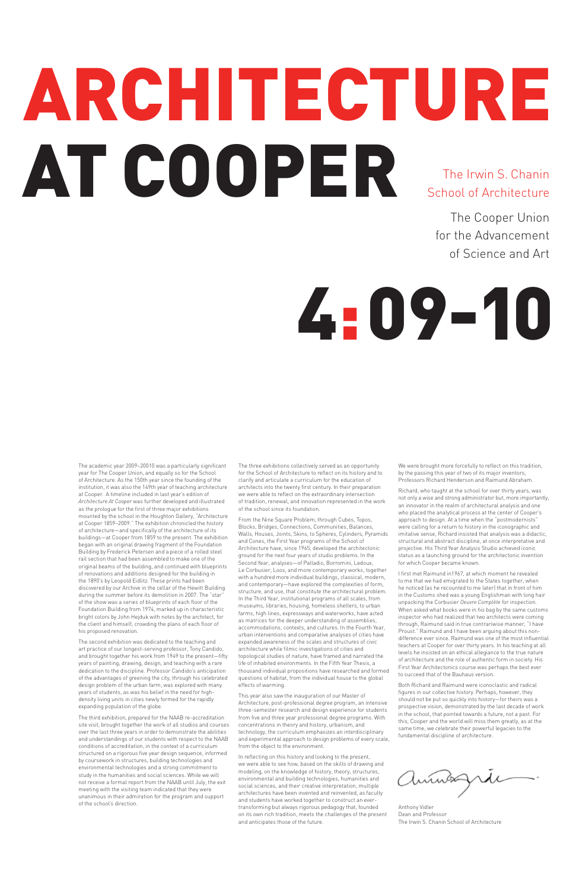# ARCHITECTURE AT COOPER

The Irwin S. Chanin School of Architecture

The Cooper Union for the Advancement of Science and Art

# 4:09–10

The academic year 2009–20010 was a particularly significant year for The Cooper Union, and equally so for the School of Architecture. As the 150th year since the founding of the institution, it was also the 149th year of teaching architecture at Cooper. A timeline included in last year's edition of *Architecture At Cooper* was further developed and illustrated as the prologue for the first of three major exhibitions mounted by the school in the Houghton Gallery, "Architecture at Cooper 1859–2009." The exhibition chronicled the history of architecture—and specifically of the architecture of its buildings—at Cooper from 1859 to the present. The exhibition began with an original drawing fragment of the Foundation Building by Frederick Petersen and a piece of a rolled steel rail section that had been assembled to make one of the original beams of the building, and continued with blueprints of renovations and additions designed for the building in the 1890's by Leopold Eidlitz. These prints had been discovered by our Archive in the cellar of the Hewitt Building during the summer before its demolition in 2007. The "star" of the show was a series of blueprints of each floor of the Foundation Building from 1974, marked up in characteristic bright colors by John Hejduk with notes by the architect, for the client and himself, crowding the plans of each floor of his proposed renovation.

The second exhibition was dedicated to the teaching and art practice of our longest-serving professor, Tony Candido, and brought together his work from 1949 to the present—fifty years of painting, drawing, design, and teaching with a rare dedication to the discipline. Professor Candido's anticipation of the advantages of greening the city, through his celebrated design problem of the urban farm, was explored with many years of students, as was his belief in the need for high-density living units in cities newly formed for the rapidly expanding population of the globe.

The third exhibition, prepared for the NAAB re-accreditation site visit, brought together the work of all studios and courses over the last three years in order to demonstrate the abilities and understandings of our students with respect to the NAAB conditions of accreditation, in the context of a curriculum structured on a rigorous five year design sequence, informed by coursework in structures, building technologies and environmental technologies and a strong commitment to study in the humanities and social sciences. While we will not receive a formal report from the NAAB until July, the exit meeting with the visiting team indicated that they were unanimous in their admiration for the program and support of the school's direction.

The three exhibitions collectively served as an opportunity for the School of Architecture to reflect on its history and to clarify and articulate a curriculum for the education of architects into the twenty first century. In their preparation we were able to reflect on the extraordinary intersection of tradition, renewal, and innovation represented in the work of the school since its foundation.

From the Nine Square Problem, through Cubes, Topos, Blocks, Bridges, Connections, Communities, Balances, Walls, Houses, Joints, Skins, to Spheres, Cylinders, Pyramids and Cones, the First Year programs of the School of Architecture have, since 1965, developed the architectonic ground for the next four years of studio problems. In the Second Year, analyses—of Palladio, Borromini, Ledoux, Le Corbusier, Loos, and more contemporary works, together with a hundred more individual buildings, classical, modern, and contemporary—have explored the complexities of form, structure, and use, that constitute the architectural problem. In the Third Year, institutional programs of all scales, from museums, libraries, housing, homeless shelters, to urban farms, high lines, expressways and waterworks, have acted as matrices for the deeper understanding of assemblies, accommodations, contexts, and cultures. In the Fourth Year, urban interventions and comparative analyses of cities have expanded awareness of the scales and structures of civic architecture while filmic investigations of cities and topological studies of nature, have framed and narrated the life of inhabited environments. In the Fifth Year Thesis, a thousand individual propositions have researched and formed questions of habitat, from the individual house to the global effects of warming.

This year also saw the inauguration of our Master of Architecture, post-professional degree program, an intensive three-semester research and design experience for students from five and three year professional degree programs. With concentrations in theory and history, urbanism, and technology, the curriculum emphasizes an interdisciplinary and experimental approach to design problems of every scale, from the object to the environment.

In reflecting on this history and looking to the present, we were able to see how, based on the skills of drawing and modeling, on the knowledge of history, theory, structures, environmental and building technologies, humanities and social sciences, and their creative interpretation, multiple architectures have been invented and reinvented, as faculty and students have worked together to construct an ever-transforming but always rigorous pedagogy that, founded on its own rich tradition, meets the challenges of the present and anticipates those of the future.

We were brought more forcefully to reflect on this tradition, by the passing this year of two of its major inventors, Professors Richard Henderson and Raimund Abraham.

Richard, who taught at the school for over thirty years, was not only a wise and strong administrator but, more importantly, an innovator in the realm of architectural analysis and one who placed the analytical process at the center of Cooper's approach to design. At a time when the "postmodernists" were calling for a return to history in the iconographic and imitative sense, Richard insisted that analysis was a didactic, structural and abstract discipline, at once interpretative and projective. His Third Year Analysis Studio achieved iconic status as a launching ground for the architectonic invention for which Cooper became known.

I first met Raimund in1967, at which moment he revealed to me that we had emigrated to the States together, when he noticed (as he recounted to me later) that in front of him in the Customs shed was a young Englishman with long hair unpacking the Corbusier *Oeuvre Complète* for inspection. When asked what books were in *his* bag by the same customs inspector who had realized that two architects were coming through, Raimund said in true contrariwise manner, "I have Proust." Raimund and I have been arguing about this non-difference ever since. Raimund was one of the most influential teachers at Cooper for over thirty years. In his teaching at all levels he insisted on an ethical allegiance to the true nature of architecture and the role of authentic form in society. His First Year Architectonics course was perhaps the best ever to succeed that of the Bauhaus version.

Both Richard and Raimund were iconoclastic and radical figures in our collective history. Perhaps, however, they should not be put so quickly into history—for theirs was a prospective vision, demonstrated by the last decade of work in the school, that pointed towards a future, not a past. For this, Cooper and the world will miss them greatly, as at the same time, we celebrate their powerful legacies to the fundamental discipline of architecture.

Anthony Vidler
Dean and Professor
The Irwin S. Chanin School of Architecture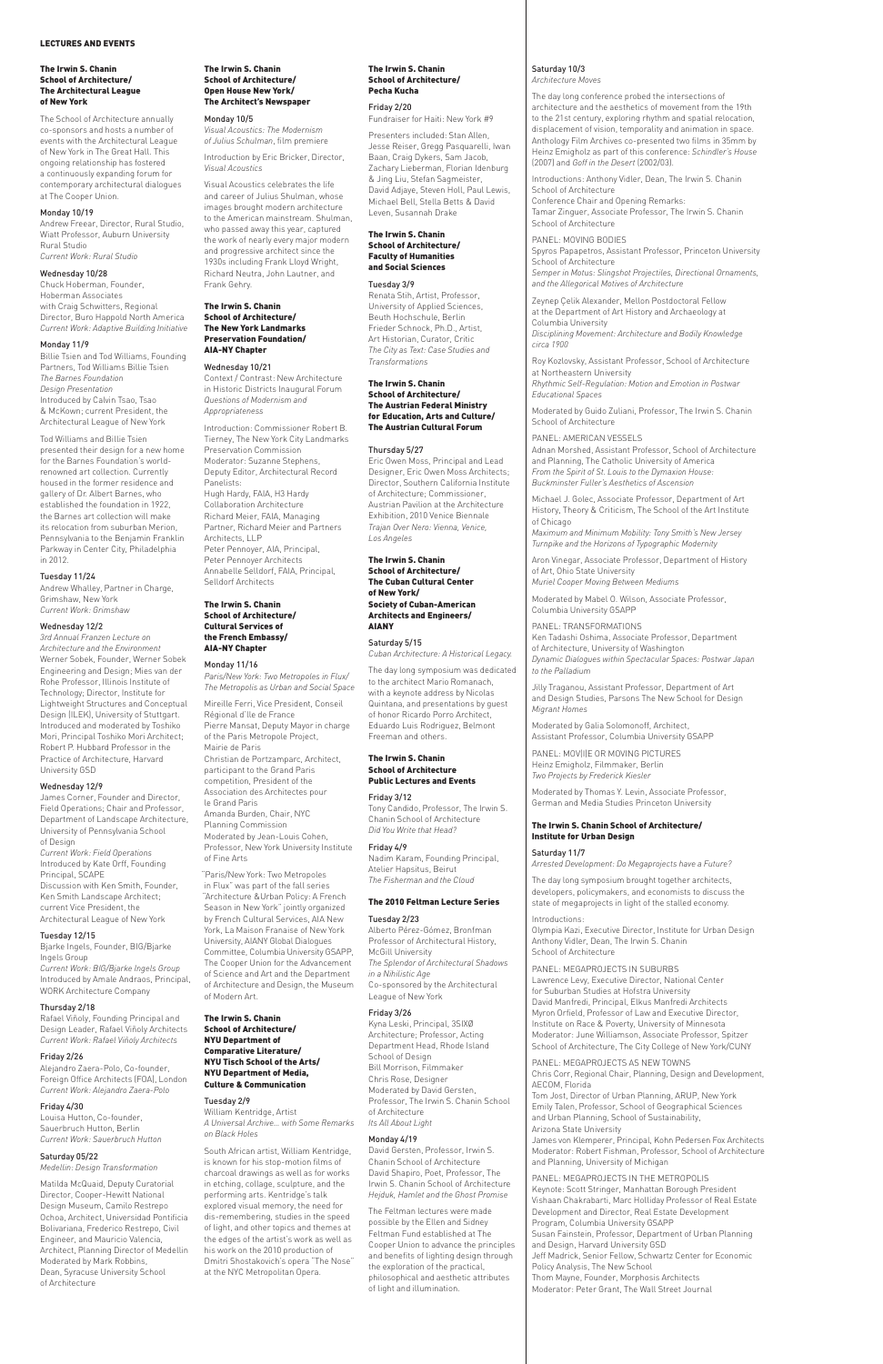## LECTURES AND EVENTS

### The Irwin S. Chanin School of Architecture/ The Architectural League of New York

The School of Architecture annually co-sponsors and hosts a number of events with the Architectural League of New York in The Great Hall. This ongoing relationship has fostered a continuously expanding forum for contemporary architectural dialogues at The Cooper Union.

**Monday 10/19**
Andrew Freear, Director, Rural Studio, Wiatt Professor, Auburn University Rural Studio
*Current Work: Rural Studio*

**Wednesday 10/28**
Chuck Hoberman, Founder, Hoberman Associates
with Craig Schwitters, Regional Director, Buro Happold North America
*Current Work: Adaptive Building Initiative*

**Monday 11/9**
Billie Tsien and Tod Williams, Founding Partners, Tod Williams Billie Tsien
*The Barnes Foundation Design Presentation*
Introduced by Calvin Tsao, Tsao & McKown; current President, the Architectural League of New York

Tod Williams and Billie Tsien presented their design for a new home for the Barnes Foundation's world-renowned art collection. Currently housed in the former residence and gallery of Dr. Albert Barnes, who established the foundation in 1922, the Barnes art collection will make its relocation from suburban Merion, Pennsylvania to the Benjamin Franklin Parkway in Center City, Philadelphia in 2012.

**Tuesday 11/24**
Andrew Whalley, Partner in Charge, Grimshaw, New York
*Current Work: Grimshaw*

**Wednesday 12/2**
*3rd Annual Franzen Lecture on Architecture and the Environment*
Werner Sobek, Founder, Werner Sobek Engineering and Design; Mies van der Rohe Professor, Illinois Institute of Technology; Director, Institute for Lightweight Structures and Conceptual Design (ILEK), University of Stuttgart. Introduced and moderated by Toshiko Mori, Principal Toshiko Mori Architect; Robert P. Hubbard Professor in the Practice of Architecture, Harvard University GSD

**Wednesday 12/9**
James Corner, Founder and Director, Field Operations; Chair and Professor, Department of Landscape Architecture, University of Pennsylvania School of Design
*Current Work: Field Operations*
Introduced by Kate Orff, Founding Principal, SCAPE
Discussion with Ken Smith, Founder, Ken Smith Landscape Architect; current Vice President, the Architectural League of New York

**Tuesday 12/15**
Bjarke Ingels, Founder, BIG/Bjarke Ingels Group
*Current Work: BIG/Bjarke Ingels Group*
Introduced by Amale Andraos, Principal, WORK Architecture Company

**Thursday 2/18**
Rafael Viñoly, Founding Principal and Design Leader, Rafael Viñoly Architects
*Current Work: Rafael Viñoly Architects*

**Friday 2/26**
Alejandro Zaera-Polo, Co-founder, Foreign Office Architects (FOA), London
*Current Work: Alejandro Zaera-Polo*

**Friday 4/30**
Louisa Hutton, Co-founder, Sauerbruch Hutton, Berlin
*Current Work: Sauerbruch Hutton*

**Saturday 05/22**
*Medellin: Design Transformation*

Matilda McQuaid, Deputy Curatorial Director, Cooper-Hewitt National Design Museum, Camilo Restrepo Ochoa, Architect, Universidad Pontificia Bolivariana, Frederico Restrepo, Civil Engineer, and Mauricio Valencia, Architect, Planning Director of Medellin
Moderated by Mark Robbins, Dean, Syracuse University School of Architecture

### The Irwin S. Chanin School of Architecture/ Open House New York/ The Architect's Newspaper

**Monday 10/5**
*Visual Acoustics: The Modernism of Julius Schulman*, film premiere

Introduction by Eric Bricker, Director, *Visual Acoustics*

Visual Acoustics celebrates the life and career of Julius Shulman, whose images brought modern architecture to the American mainstream. Shulman, who passed away this year, captured the work of nearly every major modern and progressive architect since the 1930s including Frank Lloyd Wright, Richard Neutra, John Lautner, and Frank Gehry.

### The Irwin S. Chanin School of Architecture/ The New York Landmarks Preservation Foundation/ AIA-NY Chapter

**Wednesday 10/21**
Context / Contrast: New Architecture in Historic Districts Inaugural Forum
*Questions of Modernism and Appropriateness*

Introduction: Commissioner Robert B. Tierney, The New York City Landmarks Preservation Commission
Moderator: Suzanne Stephens, Deputy Editor, Architectural Record
Panelists:
Hugh Hardy, FAIA, H3 Hardy Collaboration Architecture
Richard Meier, FAIA, Managing Partner, Richard Meier and Partners Architects, LLP
Peter Pennoyer, AIA, Principal, Peter Pennoyer Architects
Annabelle Selldorf, FAIA, Principal, Selldorf Architects

### The Irwin S. Chanin School of Architecture/ Cultural Services of the French Embassy/ AIA-NY Chapter

**Monday 11/16**
*Paris/New York: Two Metropoles in Flux/ The Metropolis as Urban and Social Space*

Mireille Ferri, Vice President, Conseil Régional d'Ile de France
Pierre Mansat, Deputy Mayor in charge of the Paris Metropole Project, Mairie de Paris
Christian de Portzamparc, Architect, participant to the Grand Paris competition, President of the Association des Architectes pour le Grand Paris
Amanda Burden, Chair, NYC Planning Commission
Moderated by Jean-Louis Cohen, Professor, New York University Institute of Fine Arts

"Paris/New York: Two Metropoles in Flux" was part of the fall series "Architecture &Urban Policy: A French Season in New York" jointly organized by French Cultural Services, AIA New York, La Maison Franaise of New York University, AIANY Global Dialogues Committee, Columbia University GSAPP, The Cooper Union for the Advancement of Science and Art and the Department of Architecture and Design, the Museum of Modern Art.

### The Irwin S. Chanin School of Architecture/ NYU Department of Comparative Literature/ NYU Tisch School of the Arts/ NYU Department of Media, Culture & Communication

**Tuesday 2/9**
William Kentridge, Artist
*A Universal Archive... with Some Remarks on Black Holes*

South African artist, William Kentridge, is known for his stop-motion films of charcoal drawings as well as for works in etching, collage, sculpture, and the performing arts. Kentridge's talk explored visual memory, the need for dis-remembering, studies in the speed of light, and other topics and themes at the edges of the artist's work as well as his work on the 2010 production of Dmitri Shostakovich's opera "The Nose" at the NYC Metropolitan Opera.

### The Irwin S. Chanin School of Architecture/ Pecha Kucha

**Friday 2/20**
Fundraiser for Haiti: New York #9

Presenters included: Stan Allen, Jesse Reiser, Gregg Pasquarelli, Iwan Baan, Craig Dykers, Sam Jacob, Zachary Lieberman, Florian Idenburg & Jing Liu, Stefan Sagmeister, David Adjaye, Steven Holl, Paul Lewis, Michael Bell, Stella Betts & David Leven, Susannah Drake

### The Irwin S. Chanin School of Architecture/ Faculty of Humanities and Social Sciences

**Tuesday 3/9**
Renata Stih, Artist, Professor, University of Applied Sciences, Beuth Hochschule, Berlin
Frieder Schnock, Ph.D., Artist, Art Historian, Curator, Critic
*The City as Text: Case Studies and Transformations*

### The Irwin S. Chanin School of Architecture/ The Austrian Federal Ministry for Education, Arts and Culture/ The Austrian Cultural Forum

**Thursday 5/27**
Eric Owen Moss, Principal and Lead Designer, Eric Owen Moss Architects; Director, Southern California Institute of Architecture; Commissioner, Austrian Pavilion at the Architecture Exhibition, 2010 Venice Biennale
*Trajan Over Nero: Vienna, Venice, Los Angeles*

### The Irwin S. Chanin School of Architecture/ The Cuban Cultural Center of New York/ Society of Cuban-American Architects and Engineers/ AIANY

**Saturday 5/15**
*Cuban Architecture: A Historical Legacy.*

The day long symposium was dedicated to the architect Mario Romanach, with a keynote address by Nicolas Quintana, and presentations by guest of honor Ricardo Porro Architect, Eduardo Luis Rodriguez, Belmont Freeman and others.

### The Irwin S. Chanin School of Architecture Public Lectures and Events

**Friday 3/12**
Tony Candido, Professor, The Irwin S. Chanin School of Architecture
*Did You Write that Head?*

**Friday 4/9**
Nadim Karam, Founding Principal, Atelier Hapsitus, Beirut
*The Fisherman and the Cloud*

### The 2010 Feltman Lecture Series

**Tuesday 2/23**
Alberto Pérez-Gómez, Bronfman Professor of Architectural History, McGill University
*The Splendor of Architectural Shadows in a Nihilistic Age*
Co-sponsored by the Architectural League of New York

**Friday 3/26**
Kyna Leski, Principal, 3SIXØ Architecture; Professor, Acting Department Head, Rhode Island School of Design
Bill Morrison, Filmmaker
Chris Rose, Designer
Moderated by David Gersten, Professor, The Irwin S. Chanin School of Architecture
*Its All About Light*

**Monday 4/19**
David Gersten, Professor, Irwin S. Chanin School of Architecture
David Shapiro, Poet, Professor, The Irwin S. Chanin School of Architecture
*Hejduk, Hamlet and the Ghost Promise*

The Feltman lectures were made possible by the Ellen and Sidney Feltman Fund established at The Cooper Union to advance the principles and benefits of lighting design through the exploration of the practical, philosophical and aesthetic attributes of light and illumination.

**Saturday 10/3**
*Architecture Moves*

The day long conference probed the intersections of architecture and the aesthetics of movement from the 19th to the 21st century, exploring rhythm and spatial relocation, displacement of vision, temporality and animation in space. Anthology Film Archives co-presented two films in 35mm by Heinz Emigholz as part of this conference: *Schindler's House* (2007) and *Goff in the Desert* (2002/03).

Introductions: Anthony Vidler, Dean, The Irwin S. Chanin School of Architecture
Conference Chair and Opening Remarks:
Tamar Zinguer, Associate Professor, The Irwin S. Chanin School of Architecture

PANEL: MOVING BODIES
Spyros Papapetros, Assistant Professor, Princeton University School of Architecture
*Semper in Motus: Slingshot Projectiles, Directional Ornaments, and the Allegorical Motives of Architecture*

Zeynep Çelik Alexander, Mellon Postdoctoral Fellow at the Department of Art History and Archaeology at Columbia University
*Disciplining Movement: Architecture and Bodily Knowledge circa 1900*

Roy Kozlovsky, Assistant Professor, School of Architecture at Northeastern University
*Rhythmic Self-Regulation: Motion and Emotion in Postwar Educational Spaces*

Moderated by Guido Zuliani, Professor, The Irwin S. Chanin School of Architecture

PANEL: AMERICAN VESSELS
Adnan Morshed, Assistant Professor, School of Architecture and Planning, The Catholic University of America
*From the Spirit of St. Louis to the Dymaxion House: Buckminster Fuller's Aesthetics of Ascension*

Michael J. Golec, Associate Professor, Department of Art History, Theory & Criticism, The School of the Art Institute of Chicago
*Maximum and Minimum Mobility: Tony Smith's New Jersey Turnpike and the Horizons of Typographic Modernity*

Aron Vinegar, Associate Professor, Department of History of Art, Ohio State University
*Muriel Cooper Moving Between Mediums*

Moderated by Mabel O. Wilson, Associate Professor, Columbia University GSAPP

PANEL: TRANSFORMATIONS
Ken Tadashi Oshima, Associate Professor, Department of Architecture, University of Washington
*Dynamic Dialogues within Spectacular Spaces: Postwar Japan to the Palladium*

Jilly Traganou, Associate Professor, Department of Art and Design Studies, Parsons The New School for Design
*Migrant Homes*

Moderated by Galia Solomonoff, Architect, Assistant Professor, Columbia University GSAPP

PANEL: MOV(I)E OR MOVING PICTURES
Heinz Emigholz, Filmmaker, Berlin
*Two Projects by Frederick Kiesler*

Moderated by Thomas Y. Levin, Associate Professor, German and Media Studies Princeton University

### The Irwin S. Chanin School of Architecture/ Institute for Urban Design

**Saturday 11/7**
*Arrested Development: Do Megaprojects have a Future?*

The day long symposium brought together architects, developers, policymakers, and economists to discuss the state of megaprojects in light of the stalled economy.

Introductions:
Olympia Kazi, Executive Director, Institute for Urban Design
Anthony Vidler, Dean, The Irwin S. Chanin School of Architecture

PANEL: MEGAPROJECTS IN SUBURBS
Lawrence Levy, Executive Director, National Center for Suburban Studies at Hofstra University
David Manfredi, Principal, Elkus Manfredi Architects
Myron Orfield, Professor of Law and Executive Director, Institute on Race & Poverty, University of Minnesota
Moderator: June Williamson, Associate Professor, Spitzer School of Architecture, The City College of New York/CUNY

PANEL: MEGAPROJECTS AS NEW TOWNS
Chris Corr, Regional Chair, Planning, Design and Development, AECOM, Florida
Tom Jost, Director of Urban Planning, ARUP, New York
Emily Talen, Professor, School of Geographical Sciences and Urban Planning, School of Sustainability, Arizona State University
James von Klemperer, Principal, Kohn Pedersen Fox Architects
Moderator: Robert Fishman, Professor, School of Architecture and Planning, University of Michigan

PANEL: MEGAPROJECTS IN THE METROPOLIS
Keynote: Scott Stringer, Manhattan Borough President
Vishaan Chakrabarti, Marc Holliday Professor of Real Estate Development and Director, Real Estate Development Program, Columbia University GSAPP
Susan Fainstein, Professor, Department of Urban Planning and Design, Harvard University GSD
Jeff Madrick, Senior Fellow, Schwartz Center for Economic Policy Analysis, The New School
Thom Mayne, Founder, Morphosis Architects
Moderator: Peter Grant, The Wall Street Journal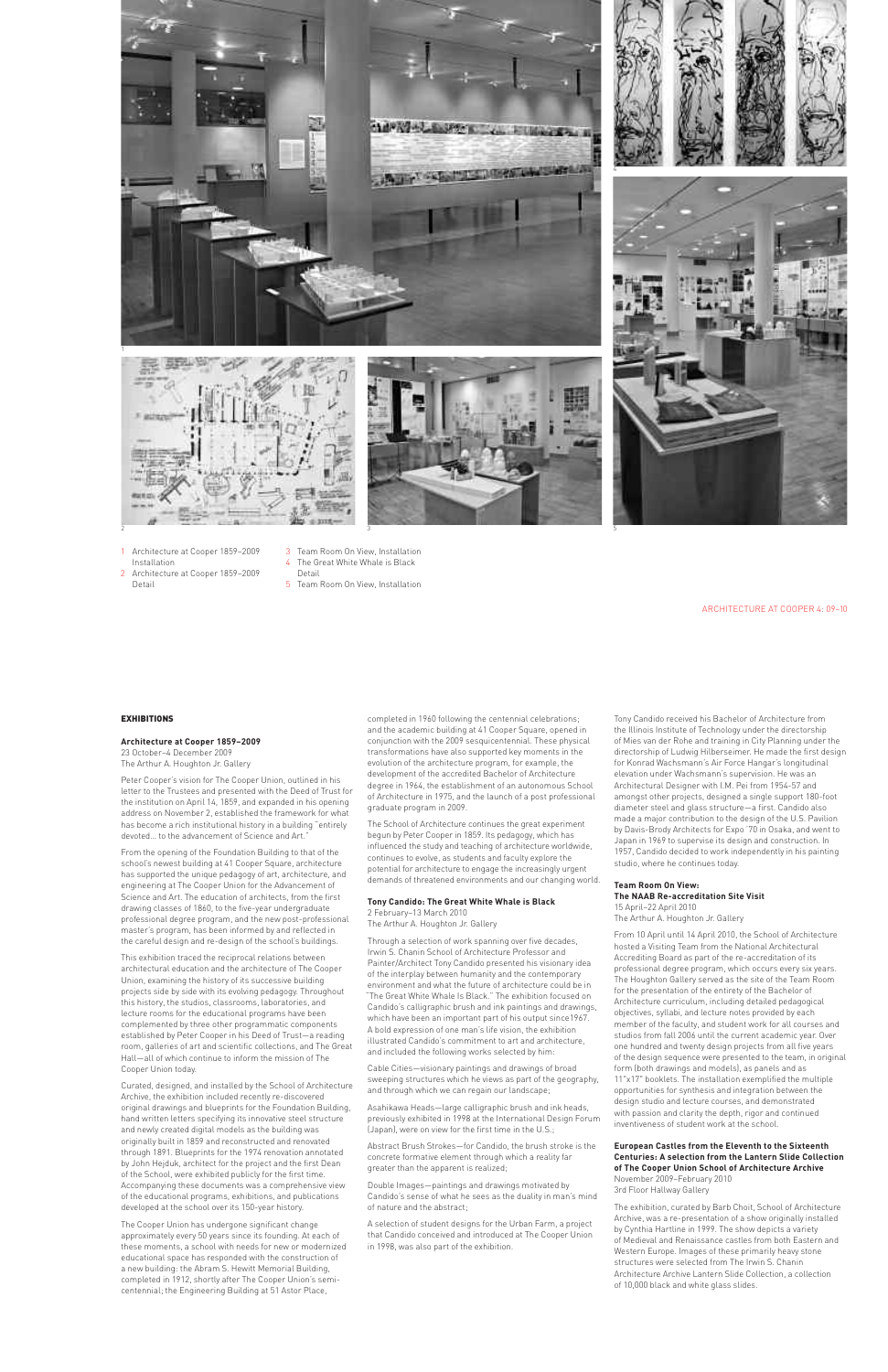1 Architecture at Cooper 1859–2009 Installation
2 Architecture at Cooper 1859–2009 Detail
3 Team Room On View, Installation
4 The Great White Whale is Black Detail
5 Team Room On View, Installation

## EXHIBITIONS

### Architecture at Cooper 1859–2009

23 October–4 December 2009
The Arthur A. Houghton Jr. Gallery

Peter Cooper's vision for The Cooper Union, outlined in his letter to the Trustees and presented with the Deed of Trust for the institution on April 14, 1859, and expanded in his opening address on November 2, established the framework for what has become a rich institutional history in a building "entirely devoted... to the advancement of Science and Art."

From the opening of the Foundation Building to that of the school's newest building at 41 Cooper Square, architecture has supported the unique pedagogy of art, architecture, and engineering at The Cooper Union for the Advancement of Science and Art. The education of architects, from the first drawing classes of 1860, to the five-year undergraduate professional degree program, and the new post-professional master's program, has been informed by and reflected in the careful design and re-design of the school's buildings.

This exhibition traced the reciprocal relations between architectural education and the architecture of The Cooper Union, examining the history of its successive building projects side by side with its evolving pedagogy. Throughout this history, the studios, classrooms, laboratories, and lecture rooms for the educational programs have been complemented by three other programmatic components established by Peter Cooper in his Deed of Trust—a reading room, galleries of art and scientific collections, and The Great Hall—all of which continue to inform the mission of The Cooper Union today.

Curated, designed, and installed by the School of Architecture Archive, the exhibition included recently re-discovered original drawings and blueprints for the Foundation Building, hand written letters specifying its innovative steel structure and newly created digital models as the building was originally built in 1859 and reconstructed and renovated through 1891. Blueprints for the 1974 renovation annotated by John Hejduk, architect for the project and the first Dean of the School, were exhibited publicly for the first time. Accompanying these documents was a comprehensive view of the educational programs, exhibitions, and publications developed at the school over its 150-year history.

The Cooper Union has undergone significant change approximately every 50 years since its founding. At each of these moments, a school with needs for new or modernized educational space has responded with the construction of a new building: the Abram S. Hewitt Memorial Building, completed in 1912, shortly after The Cooper Union's semi-centennial; the Engineering Building at 51 Astor Place, completed in 1960 following the centennial celebrations; and the academic building at 41 Cooper Square, opened in conjunction with the 2009 sesquicentennial. These physical transformations have also supported key moments in the evolution of the architecture program, for example, the development of the accredited Bachelor of Architecture degree in 1964, the establishment of an autonomous School of Architecture in 1975, and the launch of a post professional graduate program in 2009.

The School of Architecture continues the great experiment begun by Peter Cooper in 1859. Its pedagogy, which has influenced the study and teaching of architecture worldwide, continues to evolve, as students and faculty explore the potential for architecture to engage the increasingly urgent demands of threatened environments and our changing world.

### Tony Candido: The Great White Whale is Black

2 February–13 March 2010
The Arthur A. Houghton Jr. Gallery

Through a selection of work spanning over five decades, Irwin S. Chanin School of Architecture Professor and Painter/Architect Tony Candido presented his visionary idea of the interplay between humanity and the contemporary environment and what the future of architecture could be in "The Great White Whale Is Black." The exhibition focused on Candido's calligraphic brush and ink paintings and drawings, which have been an important part of his output since1967. A bold expression of one man's life vision, the exhibition illustrated Candido's commitment to art and architecture, and included the following works selected by him:

Cable Cities—visionary paintings and drawings of broad sweeping structures which he views as part of the geography, and through which we can regain our landscape;

Asahikawa Heads—large calligraphic brush and ink heads, previously exhibited in 1998 at the International Design Forum (Japan), were on view for the first time in the U.S.;

Abstract Brush Strokes—for Candido, the brush stroke is the concrete formative element through which a reality far greater than the apparent is realized;

Double Images—paintings and drawings motivated by Candido's sense of what he sees as the duality in man's mind of nature and the abstract;

A selection of student designs for the Urban Farm, a project that Candido conceived and introduced at The Cooper Union in 1998, was also part of the exhibition.

Tony Candido received his Bachelor of Architecture from the Illinois Institute of Technology under the directorship of Mies van der Rohe and training in City Planning under the directorship of Ludwig Hilberseimer. He made the first design for Konrad Wachsmann's Air Force Hangar's longitudinal elevation under Wachsmann's supervision. He was an Architectural Designer with I.M. Pei from 1954-57 and amongst other projects, designed a single support 180-foot diameter steel and glass structure—a first. Candido also made a major contribution to the design of the U.S. Pavilion by Davis-Brody Architects for Expo '70 in Osaka, and went to Japan in 1969 to supervise its design and construction. In 1957, Candido decided to work independently in his painting studio, where he continues today.

### Team Room On View: The NAAB Re-accreditation Site Visit

15 April–22 April 2010
The Arthur A. Houghton Jr. Gallery

From 10 April until 14 April 2010, the School of Architecture hosted a Visiting Team from the National Architectural Accrediting Board as part of the re-accreditation of its professional degree program, which occurs every six years. The Houghton Gallery served as the site of the Team Room for the presentation of the entirety of the Bachelor of Architecture curriculum, including detailed pedagogical objectives, syllabi, and lecture notes provided by each member of the faculty, and student work for all courses and studios from fall 2006 until the current academic year. Over one hundred and twenty design projects from all five years of the design sequence were presented to the team, in original form (both drawings and models), as panels and as 11"x17" booklets. The installation exemplified the multiple opportunities for synthesis and integration between the design studio and lecture courses, and demonstrated with passion and clarity the depth, rigor and continued inventiveness of student work at the school.

### European Castles from the Eleventh to the Sixteenth Centuries: A selection from the Lantern Slide Collection of The Cooper Union School of Architecture Archive

November 2009–February 2010
3rd Floor Hallway Gallery

The exhibition, curated by Barb Choit, School of Architecture Archive, was a re-presentation of a show originally installed by Cynthia Hartline in 1999. The show depicts a variety of Medieval and Renaissance castles from both Eastern and Western Europe. Images of these primarily heavy stone structures were selected from The Irwin S. Chanin Architecture Archive Lantern Slide Collection, a collection of 10,000 black and white glass slides.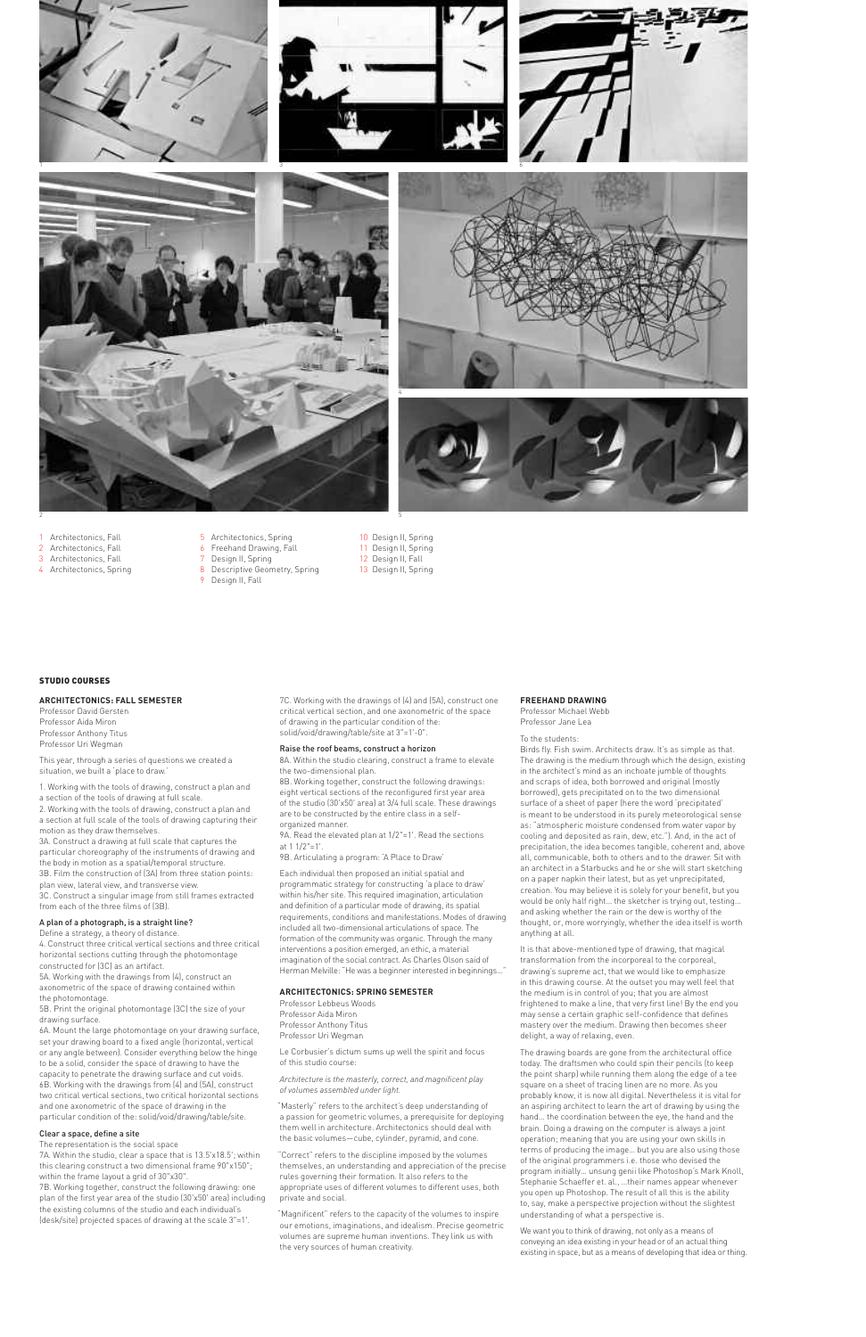1 Architectonics, Fall
2 Architectonics, Fall
3 Architectonics, Fall
4 Architectonics, Spring
5 Architectonics, Spring
6 Freehand Drawing, Fall
7 Design II, Spring
8 Descriptive Geometry, Spring
9 Design II, Fall
10 Design II, Spring
11 Design II, Spring
12 Design II, Fall
13 Design II, Spring

## STUDIO COURSES

### ARCHITECTONICS: FALL SEMESTER

Professor David Gersten
Professor Aida Miron
Professor Anthony Titus
Professor Uri Wegman

This year, through a series of questions we created a situation, we built a 'place to draw.'

1. Working with the tools of drawing, construct a plan and a section of the tools of drawing at full scale.
2. Working with the tools of drawing, construct a plan and a section at full scale of the tools of drawing capturing their motion as they draw themselves.
3A. Construct a drawing at full scale that captures the particular choreography of the instruments of drawing and the body in motion as a spatial/temporal structure.
3B. Film the construction of (3A) from three station points: plan view, lateral view, and transverse view.
3C. Construct a singular image from still frames extracted from each of the three films of (3B).

#### A plan of a photograph, is a straight line?

Define a strategy, a theory of distance.
4. Construct three critical vertical sections and three critical horizontal sections cutting through the photomontage constructed for (3C) as an artifact.
5A. Working with the drawings from (4), construct an axonometric of the space of drawing contained within the photomontage.
5B. Print the original photomontage (3C) the size of your drawing surface.
6A. Mount the large photomontage on your drawing surface, set your drawing board to a fixed angle (horizontal, vertical or any angle between). Consider everything below the hinge to be a solid, consider the space of drawing to have the capacity to penetrate the drawing surface and cut voids.
6B. Working with the drawings from (4) and (5A), construct two critical vertical sections, two critical horizontal sections and one axonometric of the space of drawing in the particular condition of the: solid/void/drawing/table/site.

#### Clear a space, define a site

The representation is the social space
7A. Within the studio, clear a space that is 13.5'x18.5'; within this clearing construct a two dimensional frame 90"x150"; within the frame layout a grid of 30"x30".
7B. Working together, construct the following drawing: one plan of the first year area of the studio (30'x50' area) including the existing columns of the studio and each individual's (desk/site) projected spaces of drawing at the scale 3"=1'.
7C. Working with the drawings of (4) and (5A), construct one critical vertical section, and one axonometric of the space of drawing in the particular condition of the: solid/void/drawing/table/site at 3"=1'-0".

#### Raise the roof beams, construct a horizon

8A. Within the studio clearing, construct a frame to elevate the two-dimensional plan.
8B. Working together, construct the following drawings: eight vertical sections of the reconfigured first year area of the studio (30'x50' area) at 3/4 full scale. These drawings are to be constructed by the entire class in a self-organized manner.
9A. Read the elevated plan at 1/2"=1'. Read the sections at 1 1/2"=1'.
9B. Articulating a program: 'A Place to Draw'

Each individual then proposed an initial spatial and programmatic strategy for constructing 'a place to draw' within his/her site. This required imagination, articulation and definition of a particular mode of drawing, its spatial requirements, conditions and manifestations. Modes of drawing included all two-dimensional articulations of space. The formation of the community was organic. Through the many interventions a position emerged, an ethic, a material imagination of the social contract. As Charles Olson said of Herman Melville: "He was a beginner interested in beginnings..."

### ARCHITECTONICS: SPRING SEMESTER

Professor Lebbeus Woods
Professor Aida Miron
Professor Anthony Titus
Professor Uri Wegman

Le Corbusier's dictum sums up well the spirit and focus of this studio course:

*Architecture is the masterly, correct, and magnificent play of volumes assembled under light.*

"Masterly" refers to the architect's deep understanding of a passion for geometric volumes, a prerequisite for deploying them well in architecture. Architectonics should deal with the basic volumes—cube, cylinder, pyramid, and cone.

"Correct" refers to the discipline imposed by the volumes themselves, an understanding and appreciation of the precise rules governing their formation. It also refers to the appropriate uses of different volumes to different uses, both private and social.

"Magnificent" refers to the capacity of the volumes to inspire our emotions, imaginations, and idealism. Precise geometric volumes are supreme human inventions. They link us with the very sources of human creativity.

### FREEHAND DRAWING

Professor Michael Webb
Professor Jane Lea

To the students:
Birds fly. Fish swim. Architects draw. It's as simple as that. The drawing is the medium through which the design, existing in the architect's mind as an inchoate jumble of thoughts and scraps of idea, both borrowed and original (mostly borrowed), gets precipitated on to the two dimensional surface of a sheet of paper (here the word 'precipitated' is meant to be understood in its purely meteorological sense as: "atmospheric moisture condensed from water vapor by cooling and deposited as rain, dew, etc."). And, in the act of precipitation, the idea becomes tangible, coherent and, above all, communicable, both to others and to the drawer. Sit with an architect in a Starbucks and he or she will start sketching on a paper napkin their latest, but as yet unprecipitated, creation. You may believe it is solely for your benefit, but you would be only half right... the sketcher is trying out, testing... and asking whether the rain or the dew is worthy of the thought, or, more worryingly, whether the idea itself is worth anything at all.

It is that above-mentioned type of drawing, that magical transformation from the incorporeal to the corporeal, drawing's supreme act, that we would like to emphasize in this drawing course. At the outset you may well feel that the medium is in control of you; that you are almost frightened to make a line, that very first line! By the end you may sense a certain graphic self-confidence that defines mastery over the medium. Drawing then becomes sheer delight, a way of relaxing, even.

The drawing boards are gone from the architectural office today. The draftsmen who could spin their pencils (to keep the point sharp) while running them along the edge of a tee square on a sheet of tracing linen are no more. As you probably know, it is now all digital. Nevertheless it is vital for an aspiring architect to learn the art of drawing by using the hand... the coordination between the eye, the hand and the brain. Doing a drawing on the computer is always a joint operation; meaning that you are using your own skills in terms of producing the image... but you are also using those of the original programmers i.e. those who devised the program initially... unsung genii like Photoshop's Mark Knoll, Stephanie Schaeffer et. al., ...their names appear whenever you open up Photoshop. The result of all this is the ability to, say, make a perspective projection without the slightest understanding of what a perspective is.

We want you to think of drawing, not only as a means of conveying an idea existing in your head or of an actual thing existing in space, but as a means of developing that idea or thing.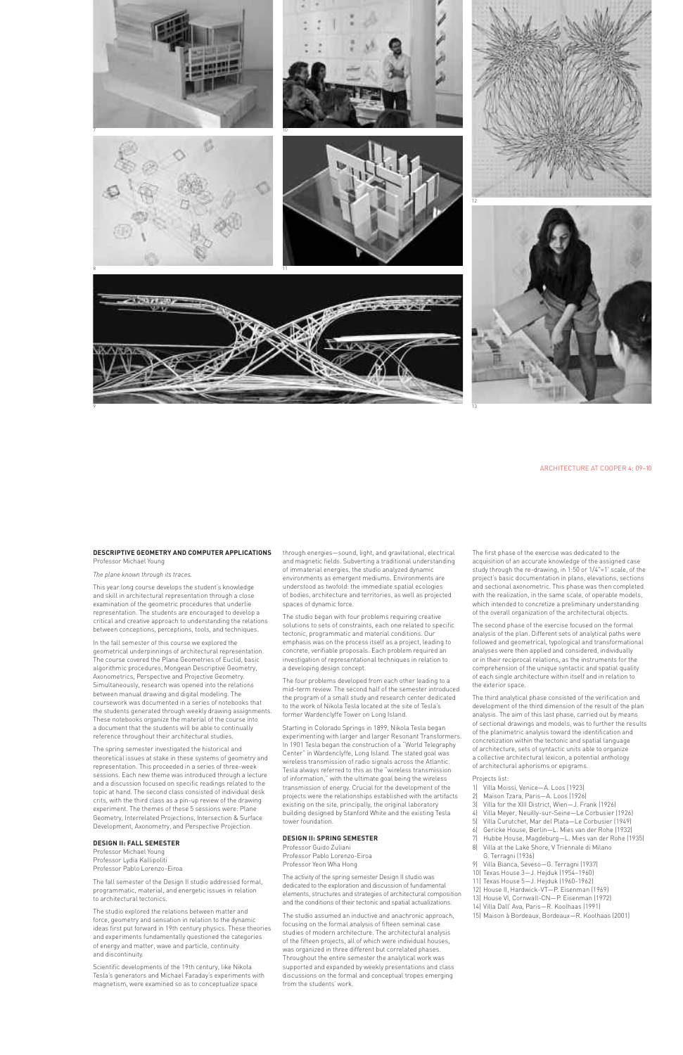## DESCRIPTIVE GEOMETRY AND COMPUTER APPLICATIONS

Professor Michael Young

*The plane known through its traces.*

This year long course develops the student's knowledge and skill in architectural representation through a close examination of the geometric procedures that underlie representation. The students are encouraged to develop a critical and creative approach to understanding the relations between conceptions, perceptions, tools, and techniques.

In the fall semester of this course we explored the geometrical underpinnings of architectural representation. The course covered the Plane Geometries of Euclid, basic algorithmic procedures, Mongean Descriptive Geometry, Axonometrics, Perspective and Projective Geometry. Simultaneously, research was opened into the relations between manual drawing and digital modeling. The coursework was documented in a series of notebooks that the students generated through weekly drawing assignments. These notebooks organize the material of the course into a document that the students will be able to continually reference throughout their architectural studies.

The spring semester investigated the historical and theoretical issues at stake in these systems of geometry and representation. This proceeded in a series of three-week sessions. Each new theme was introduced through a lecture and a discussion focused on specific readings related to the topic at hand. The second class consisted of individual desk crits, with the third class as a pin-up review of the drawing experiment. The themes of these 5 sessions were: Plane Geometry, Interrelated Projections, Intersection & Surface Development, Axonometry, and Perspective Projection.

## DESIGN II: FALL SEMESTER

Professor Michael Young
Professor Lydia Kallipoliti
Professor Pablo Lorenzo-Eiroa

The fall semester of the Design II studio addressed formal, programmatic, material, and energetic issues in relation to architectural tectonics.

The studio explored the relations between matter and force, geometry and sensation in relation to the dynamic ideas first put forward in 19th century physics. These theories and experiments fundamentally questioned the categories of energy and matter, wave and particle, continuity and discontinuity.

Scientific developments of the 19th century, like Nikola Tesla's generators and Michael Faraday's experiments with magnetism, were examined so as to conceptualize space through energies—sound, light, and gravitational, electrical and magnetic fields. Subverting a traditional understanding of immaterial energies, the studio analyzed dynamic environments as emergent mediums. Environments are understood as twofold: the immediate spatial ecologies of bodies, architecture and territories, as well as projected spaces of dynamic force.

The studio began with four problems requiring creative solutions to sets of constraints, each one related to specific tectonic, programmatic and material conditions. Our emphasis was on the process itself as a project, leading to concrete, verifiable proposals. Each problem required an investigation of representational techniques in relation to a developing design concept.

The four problems developed from each other leading to a mid-term review. The second half of the semester introduced the program of a small study and research center dedicated to the work of Nikola Tesla located at the site of Tesla's former Wardenclyffe Tower on Long Island.

Starting in Colorado Springs in 1899, Nikola Tesla began experimenting with larger and larger Resonant Transformers. In 1901 Tesla began the construction of a "World Telegraphy Center" in Wardenclyffe, Long Island. The stated goal was wireless transmission of radio signals across the Atlantic. Tesla always referred to this as the "wireless transmission of information," with the ultimate goal being the wireless transmission of energy. Crucial for the development of the projects were the relationships established with the artifacts existing on the site, principally, the original laboratory building designed by Stanford White and the existing Tesla tower foundation.

## DESIGN II: SPRING SEMESTER

Professor Guido Zuliani
Professor Pablo Lorenzo-Eiroa
Professor Yeon Wha Hong

The activity of the spring semester Design II studio was dedicated to the exploration and discussion of fundamental elements, structures and strategies of architectural composition and the conditions of their tectonic and spatial actualizations.

The studio assumed an inductive and anachronic approach, focusing on the formal analysis of fifteen seminal case studies of modern architecture. The architectural analysis of the fifteen projects, all of which were individual houses, was organized in three different but correlated phases. Throughout the entire semester the analytical work was supported and expanded by weekly presentations and class discussions on the formal and conceptual tropes emerging from the students' work.

The first phase of the exercise was dedicated to the acquisition of an accurate knowledge of the assigned case study through the re-drawing, in 1:50 or 1/4"=1' scale, of the project's basic documentation in plans, elevations, sections and sectional axonometric. This phase was then completed with the realization, in the same scale, of operable models, which intended to concretize a preliminary understanding of the overall organization of the architectural objects.

The second phase of the exercise focused on the formal analysis of the plan. Different sets of analytical paths were followed and geometrical, typological and transformational analyses were then applied and considered, individually or in their reciprocal relations, as the instruments for the comprehension of the unique syntactic and spatial quality of each single architecture within itself and in relation to the exterior space.

The third analytical phase consisted of the verification and development of the third dimension of the result of the plan analysis. The aim of this last phase, carried out by means of sectional drawings and models, was to further the results of the planimetric analysis toward the identification and concretization within the tectonic and spatial language of architecture, sets of syntactic units able to organize a collective architectural lexicon, a potential anthology of architectural aphorisms or epigrams.

Projects list:

1) Villa Moissi, Venice—A. Loos (1923)
2) Maison Tzara, Paris—A. Loos (1926)
3) Villa for the XIII District, Wien—J. Frank (1926)
4) Villa Meyer, Neuilly-sur-Seine—Le Corbusier (1926)
5) Villa Curutchet, Mar del Plata—Le Corbusier (1949)
6) Gericke House, Berlin—L. Mies van der Rohe (1932)
7) Hubbe House, Magdeburg—L. Mies van der Rohe (1935)
8) Villa at the Lake Shore, V Triennale di Milano G. Terragni (1936)
9) Villa Bianca, Seveso—G. Terragni (1937)
10) Texas House 3—J. Hejduk (1954–1960)
11) Texas House 5—J. Hejduk (1960–1962)
12) House II, Hardwick-VT—P. Eisenman (1969)
13) House VI, Cornwall-CN—P. Eisenman (1972)
14) Villa Dall' Ava, Paris—R. Koolhaas (1991)
15) Maison à Bordeaux, Bordeaux—R. Koolhaas (2001)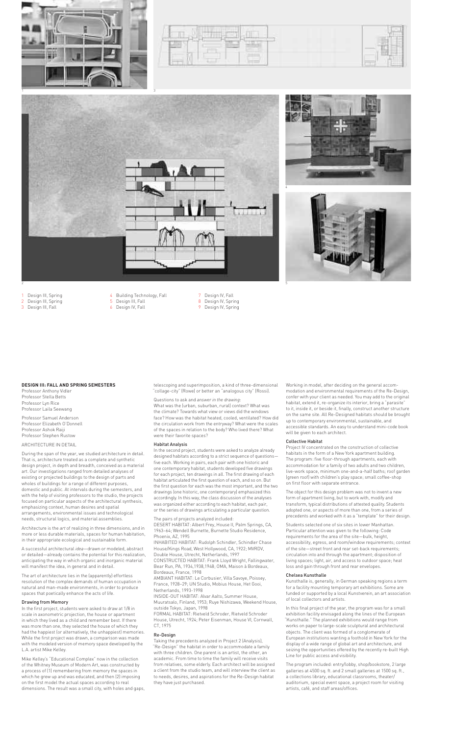1 Design III, Spring
2 Design III, Spring
3 Design III, Fall
4 Building Technology, Fall
5 Design III, Fall
6 Design IV, Fall
7 Design IV, Fall
8 Design IV, Spring
9 Design IV, Spring

## DESIGN III: FALL AND SPRING SEMESTERS

Professor Anthony Vidler
Professor Stella Betts
Professor Lyn Rice
Professor Laila Seewang

Professor Samuel Anderson
Professor Elizabeth O'Donnell
Professor Ashok Raiji
Professor Stephen Rustow

ARCHITECTURE IN DETAIL

During the span of the year, we studied architecture in detail. That is, architecture treated as a complete and synthetic design project, in depth and breadth, conceived as a material art. Our investigations ranged from detailed analyses of existing or projected buildings to the design of parts and wholes of buildings for a range of different purposes, domestic and public. At intervals during the semesters, and with the help of visiting professors to the studio, the projects focused on particular aspects of the architectural synthesis, emphasizing context, human desires and spatial arrangements, environmental issues and technological needs, structural logics, and material assemblies.

Architecture is the *art* of realizing in three dimensions, and in more or less durable materials, spaces for human habitation, in their appropriate ecological and sustainable form.

A successful architectural *idea*—drawn or modeled, abstract or detailed—already contains the potential for this realization, anticipating the way in which organic and inorganic material will manifest the idea, in general and in detail.

The art of architecture lies in the (apparently) effortless resolution of the complex demands of human occupation in natural and man-made environments, in order to produce spaces that poetically enhance the acts of life.

### Drawing from Memory

In the first project, students were asked to draw at 1/8 in scale in axonometric projection, the house or apartment in which they lived as a child and remember best. If there was more than one, they selected the house of which they had the happiest (or alternatively, the unhappiest) memories. While the first project was drawn, a comparison was made with the modeled version of memory space developed by the L.A. artist Mike Kelley.

Mike Kelley's "Educational Complex" now in the collection of the Whitney Museum of Modern Art, was constructed by a process of (1) remembering from memory the spaces in which he grew up and was educated, and then (2) imposing on the first model the actual spaces according to real dimensions. The result was a small city, with holes and gaps, telescoping and superimposition, a kind of three-dimensional "collage-city" (Rowe) or better an "analogous city" (Rossi).

Questions to ask and *answer in the drawing*:
What was the (urban, suburban, rural) context? What was the climate? Towards what view or views did the windows face? How was the habitat heated, cooled, ventilated? How did the circulation work from the entryway? What were the scales of the spaces in relation to the body? Who lived there? What were their favorite spaces?

### Habitat Analysis

In the second project, students were asked to analyze already designed habitats according to a strict sequence of questions—five each. Working in pairs, each pair with one historic and one contemporary habitat, students developed five drawings for each project, ten drawings in all. The first drawing of each habitat articulated the first question of each, and so on. But the first question for each was the most important, and the two drawings (one historic, one contemporary) emphasized this accordingly. In this way, the class discussion of the analyses was organized either according to each habitat, each pair, or the series of drawings articulating a particular question.

The pairs of projects analyzed included:
DESERT HABITAT: Albert Frey, House II, Palm Springs, CA, 1963–64; Wendell Burnette, Burnette Studio Residence, Phoenix, AZ, 1995
INHABITED HABITAT: Rudolph Schindler, Schindler Chase House/Kings Road, West Hollywood, CA, 1922; MVRDV, Double House, Utrecht, Netherlands, 1997
CONSTRUCTED HABITAT: Frank Lloyd Wright, Fallingwater, Bear Run, PA, 1934,1938,1948; OMA, Maison à Bordeaux, Bordeaux, France, 1998
AMBIANT HABITAT: Le Corbusier, Villa Savoye, Poissey, France, 1928–29; UN Studio, Mobius House, Het Gooi, Netherlands, 1993-1998
INSIDE-OUT HABITAT: Alvar Aalto, Summer House, Muuratsalo, Finland, 1953; Ruye Nishizawa, Weekend House, outside Tokyo, Japan, 1998
FORMAL HABITAT: Rietveld Schroder, Rietveld Schroder House, Utrecht, 1924; Peter Eisenman, House VI, Cornwall, CT, 1975

### Re-Design

Taking the precedents analyzed in Project 2 (Analysis), "Re-Design" the habitat in order to accommodate a family with three children. One parent is an artist, the other, an academic. From time to time the family will receive visits from relatives, some elderly. Each architect will be assigned a client from the studio team, and will interview the client as to needs, desires, and aspirations for the Re-Design habitat they have just purchased.

Working in model, after deciding on the general accommodation and environmental requirements of the Re-Design, confer with your client as needed. You may add to the original habitat, extend it, re-organize its interior, bring a "parasite" to it, inside it, or beside it, finally, construct another structure on the same site. All Re-Designed habitats should be brought up to contemporary environmental, sustainable, and accessible standards. An easy to understand mini-code book will be given to each architect.

### Collective Habitat

Project IV concentrated on the construction of collective habitats in the form of a New York apartment building. The program: five floor-through apartments, each with accommodation for a family of two adults and two children, live-work space, minimum one-and-a-half baths; roof garden (green roof) with children's play space; small coffee-shop on first floor with separate entrance.

The object for this design problem was not to invent a new form of apartment living, but to work with, modify and transform, typical distributions of attested quality. Students adopted one, or aspects of more than one, from a series of precedents and worked with it as a "template" for their design.

Students selected one of six sites in lower Manhattan. Particular attention was given to the following: Code requirements for the area of the site—bulk, height, accessibility, egress, and room/window requirements; context of the site—street front and rear set-back requirements; circulation into and through the apartment; disposition of living spaces; light, air, and access to outdoor space; heat loss and gain through front and rear envelopes.

### Chelsea Kunsthalle

Kunsthalle is, generally, in German speaking regions a term for a facility mounting temporary art exhibitions. Some are funded or supported by a local Kunstverein, an art association of local collectors and artists.

In this final project of the year, the program was for a small exhibition facility envisaged along the lines of the European "Kunsthalle." The planned exhibitions would range from works on paper to large-scale sculptural and architectural objects. The client was formed of a conglomerate of European institutions wanting a foothold in New York for the display of a wide range of global art and architecture, and seizing the opportunities offered by the recently re-built High Line for public access and visibility.

The program included: entry/lobby, shop/bookstore, 2 large galleries at 4500 sq. ft. and 2 small galleries at 1500 sq. ft., a collections library, educational classrooms, theater/auditorium, special event space, a project room for visiting artists, café, and staff areas/offices.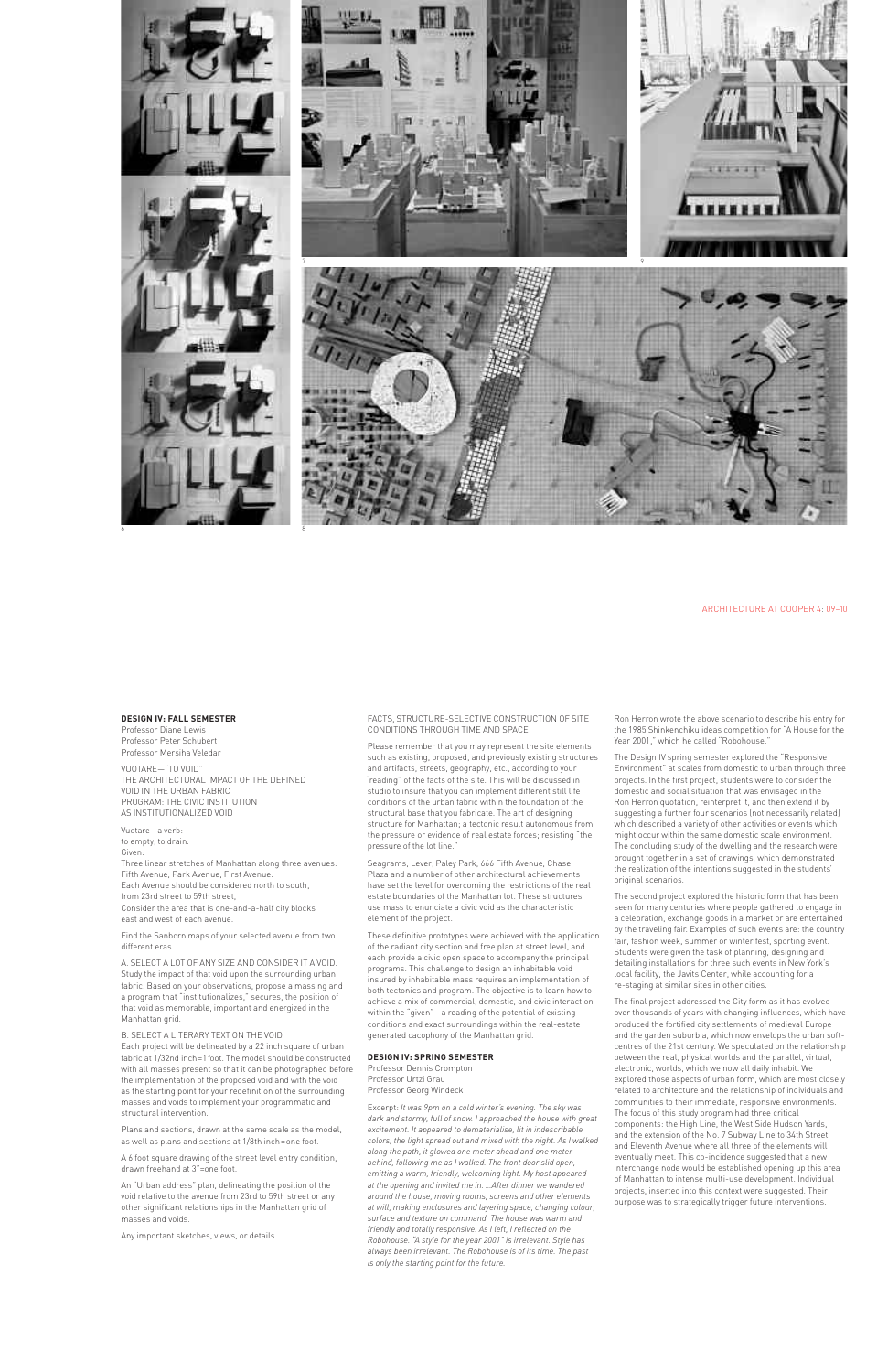**DESIGN IV: FALL SEMESTER**
Professor Diane Lewis
Professor Peter Schubert
Professor Mersiha Veledar

VUOTARE—"TO VOID"
THE ARCHITECTURAL IMPACT OF THE DEFINED VOID IN THE URBAN FABRIC
PROGRAM: THE CIVIC INSTITUTION AS INSTITUTIONALIZED VOID

Vuotare—a verb:
to empty, to drain.
Given:
Three linear stretches of Manhattan along three avenues: Fifth Avenue, Park Avenue, First Avenue.
Each Avenue should be considered north to south, from 23rd street to 59th street,
Consider the area that is one-and-a-half city blocks east and west of each avenue.

Find the Sanborn maps of your selected avenue from two different eras.

A. SELECT A LOT OF ANY SIZE AND CONSIDER IT A VOID. Study the impact of that void upon the surrounding urban fabric. Based on your observations, propose a massing and a program that "institutionalizes," secures, the position of that void as memorable, important and energized in the Manhattan grid.

B. SELECT A LITERARY TEXT ON THE VOID
Each project will be delineated by a 22 inch square of urban fabric at 1/32nd inch=1 foot. The model should be constructed with all masses present so that it can be photographed before the implementation of the proposed void and with the void as the starting point for your redefinition of the surrounding masses and voids to implement your programmatic and structural intervention.

Plans and sections, drawn at the same scale as the model, as well as plans and sections at 1/8th inch=one foot.

A 6 foot square drawing of the street level entry condition, drawn freehand at 3"=one foot.

An "Urban address" plan, delineating the position of the void relative to the avenue from 23rd to 59th street or any other significant relationships in the Manhattan grid of masses and voids.

Any important sketches, views, or details.

FACTS, STRUCTURE-SELECTIVE CONSTRUCTION OF SITE CONDITIONS THROUGH TIME AND SPACE

Please remember that you may represent the site elements such as existing, proposed, and previously existing structures and artifacts, streets, geography, etc., according to your "reading" of the facts of the site. This will be discussed in studio to insure that you can implement different still life conditions of the urban fabric within the foundation of the structural base that you fabricate. The art of designing structure for Manhattan; a tectonic result autonomous from the pressure or evidence of real estate forces; resisting "the pressure of the lot line."

Seagrams, Lever, Paley Park, 666 Fifth Avenue, Chase Plaza and a number of other architectural achievements have set the level for overcoming the restrictions of the real estate boundaries of the Manhattan lot. These structures use mass to enunciate a civic void as the characteristic element of the project.

These definitive prototypes were achieved with the application of the radiant city section and free plan at street level, and each provide a civic open space to accompany the principal programs. This challenge to design an inhabitable void insured by inhabitable mass requires an implementation of both tectonics and program. The objective is to learn how to achieve a mix of commercial, domestic, and civic interaction within the "given"—a reading of the potential of existing conditions and exact surroundings within the real-estate generated cacophony of the Manhattan grid.

**DESIGN IV: SPRING SEMESTER**
Professor Dennis Crompton
Professor Urtzi Grau
Professor Georg Windeck

Excerpt: *It was 9pm on a cold winter's evening. The sky was dark and stormy, full of snow. I approached the house with great excitement. It appeared to dematerialise, lit in indescribable colors, the light spread out and mixed with the night. As I walked along the path, it glowed one meter ahead and one meter behind, following me as I walked. The front door slid open, emitting a warm, friendly, welcoming light. My host appeared at the opening and invited me in. ...After dinner we wandered around the house, moving rooms, screens and other elements at will, making enclosures and layering space, changing colour, surface and texture on command. The house was warm and friendly and totally responsive. As I left, I reflected on the Robohouse. "A style for the year 2001" is irrelevant. Style has always been irrelevant. The Robohouse is of its time. The past is only the starting point for the future.*

Ron Herron wrote the above scenario to describe his entry for the 1985 Shinkenchiku ideas competition for "A House for the Year 2001," which he called "Robohouse."

The Design IV spring semester explored the "Responsive Environment" at scales from domestic to urban through three projects. In the first project, students were to consider the domestic and social situation that was envisaged in the Ron Herron quotation, reinterpret it, and then extend it by suggesting a further four scenarios (not necessarily related) which described a variety of other activities or events which might occur within the same domestic scale environment. The concluding study of the dwelling and the research were brought together in a set of drawings, which demonstrated the realization of the intentions suggested in the students' original scenarios.

The second project explored the historic form that has been seen for many centuries where people gathered to engage in a celebration, exchange goods in a market or are entertained by the traveling fair. Examples of such events are: the country fair, fashion week, summer or winter fest, sporting event. Students were given the task of planning, designing and detailing installations for three such events in New York's local facility, the Javits Center, while accounting for a re-staging at similar sites in other cities.

The final project addressed the City form as it has evolved over thousands of years with changing influences, which have produced the fortified city settlements of medieval Europe and the garden suburbia, which now envelops the urban soft-centres of the 21st century. We speculated on the relationship between the real, physical worlds and the parallel, virtual, electronic, worlds, which we now all daily inhabit. We explored those aspects of urban form, which are most closely related to architecture and the relationship of individuals and communities to their immediate, responsive environments. The focus of this study program had three critical components: the High Line, the West Side Hudson Yards, and the extension of the No. 7 Subway Line to 34th Street and Eleventh Avenue where all three of the elements will eventually meet. This co-incidence suggested that a new interchange node would be established opening up this area of Manhattan to intense multi-use development. Individual projects, inserted into this context were suggested. Their purpose was to strategically trigger future interventions.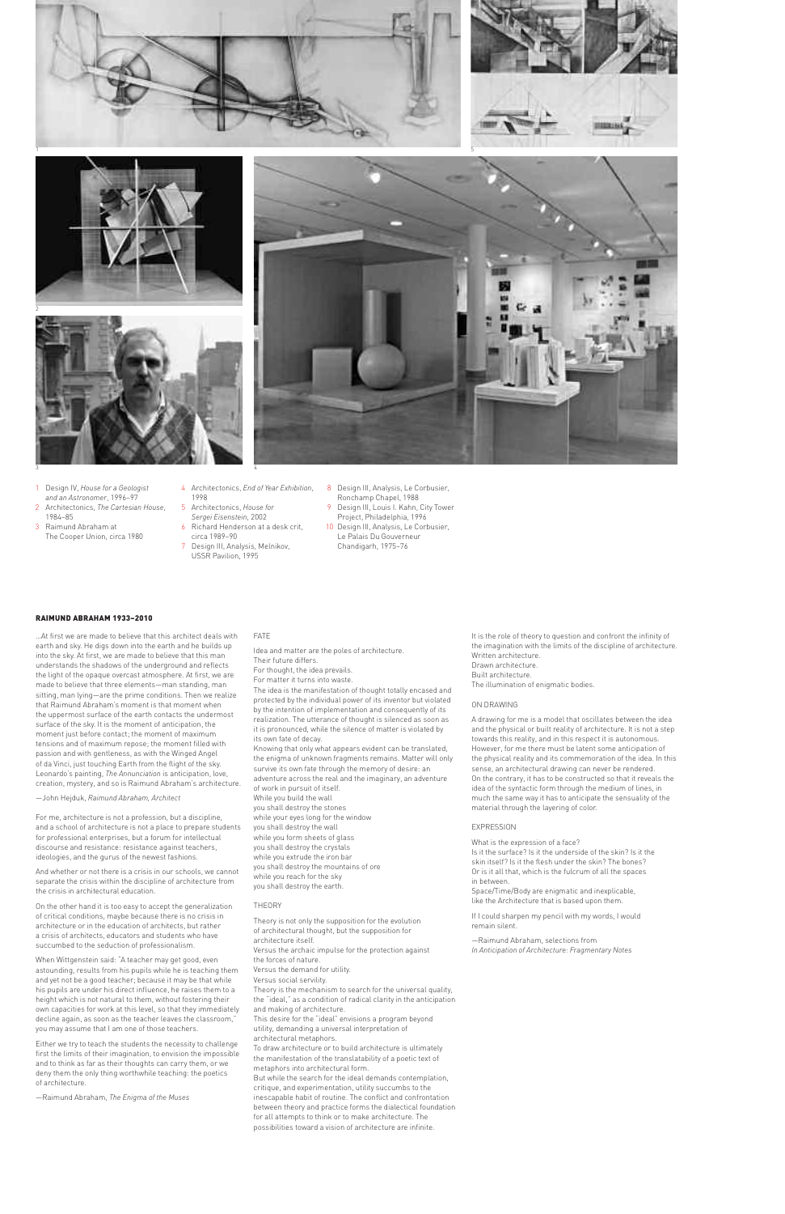1 Design IV, *House for a Geologist and an Astronomer*, 1996–97
2 Architectonics, *The Cartesian House*, 1984–85
3 Raimund Abraham at The Cooper Union, circa 1980
4 Architectonics, *End of Year Exhibition*, 1998
5 Architectonics, *House for Sergei Eisenstein*, 2002
6 Richard Henderson at a desk crit, circa 1989–90
7 Design III, Analysis, Melnikov, USSR Pavilion, 1995
8 Design III, Analysis, Le Corbusier, Ronchamp Chapel, 1988
9 Design III, Louis I. Kahn, City Tower Project, Philadelphia, 1996
10 Design III, Analysis, Le Corbusier, Le Palais Du Gouverneur Chandigarh, 1975–76

## RAIMUND ABRAHAM 1933–2010

...At first we are made to believe that this architect deals with earth and sky. He digs down into the earth and he builds up into the sky. At first, we are made to believe that this man understands the shadows of the underground and reflects the light of the opaque overcast atmosphere. At first, we are made to believe that three elements—man standing, man sitting, man lying—are the prime conditions. Then we realize that Raimund Abraham's moment is that moment when the uppermost surface of the earth contacts the undermost surface of the sky. It is the moment of anticipation, the moment just before contact; the moment of maximum tensions and of maximum repose; the moment filled with passion and with gentleness, as with the Winged Angel of da Vinci, just touching Earth from the flight of the sky. Leonardo's painting, *The Annunciation* is anticipation, love, creation, mystery, and so is Raimund Abraham's architecture.

—John Hejduk, *Raimund Abraham, Architect*

For me, architecture is not a profession, but a discipline, and a school of architecture is not a place to prepare students for professional enterprises, but a forum for intellectual discourse and resistance: resistance against teachers, ideologies, and the gurus of the newest fashions.

And whether or not there is a crisis in our schools, we cannot separate the crisis within the discipline of architecture from the crisis in architectural education.

On the other hand it is too easy to accept the generalization of critical conditions, maybe because there is no crisis in architecture or in the education of architects, but rather a crisis of architects, educators and students who have succumbed to the seduction of professionalism.

When Wittgenstein said: "A teacher may get good, even astounding, results from his pupils while he is teaching them and yet not be a good teacher; because it may be that while his pupils are under his direct influence, he raises them to a height which is not natural to them, without fostering their own capacities for work at this level, so that they immediately decline again, as soon as the teacher leaves the classroom," you may assume that I am one of those teachers.

Either we try to teach the students the necessity to challenge first the limits of their imagination, to envision the impossible and to think as far as their thoughts can carry them, or we deny them the only thing worthwhile teaching: the poetics of architecture.

—Raimund Abraham, *The Enigma of the Muses*

FATE

Idea and matter are the poles of architecture.
Their future differs.
For thought, the idea prevails.
For matter it turns into waste.
The idea is the manifestation of thought totally encased and protected by the individual power of its inventor but violated by the intention of implementation and consequently of its realization. The utterance of thought is silenced as soon as it is pronounced, while the silence of matter is violated by its own fate of decay.
Knowing that only what appears evident can be translated, the enigma of unknown fragments remains. Matter will only survive its own fate through the memory of desire: an adventure across the real and the imaginary, an adventure of work in pursuit of itself.
While you build the wall
you shall destroy the stones
while your eyes long for the window
you shall destroy the wall
while you form sheets of glass
you shall destroy the crystals
while you extrude the iron bar
you shall destroy the mountains of ore
while you reach for the sky
you shall destroy the earth.

THEORY

Theory is not only the supposition for the evolution of architectural thought, but the supposition for architecture itself.
Versus the archaic impulse for the protection against the forces of nature.
Versus the demand for utility.
Versus social servility.
Theory is the mechanism to search for the universal quality, the "ideal," as a condition of radical clarity in the anticipation and making of architecture.
This desire for the "ideal" envisions a program beyond utility, demanding a universal interpretation of architectural metaphors.
To draw architecture or to build architecture is ultimately the manifestation of the translatability of a poetic text of metaphors into architectural form.
But while the search for the ideal demands contemplation, critique, and experimentation, utility succumbs to the inescapable habit of routine. The conflict and confrontation between theory and practice forms the dialectical foundation for all attempts to think or to make architecture. The possibilities toward a vision of architecture are infinite.

It is the role of theory to question and confront the infinity of the imagination with the limits of the discipline of architecture.
Written architecture.
Drawn architecture.
Built architecture.
The illumination of enigmatic bodies.

ON DRAWING

A drawing for me is a model that oscillates between the idea and the physical or built reality of architecture. It is not a step towards this reality, and in this respect it is autonomous. However, for me there must be latent some anticipation of the physical reality and its commemoration of the idea. In this sense, an architectural drawing can never be rendered. On the contrary, it has to be constructed so that it reveals the idea of the syntactic form through the medium of lines, in much the same way it has to anticipate the sensuality of the material through the layering of color.

EXPRESSION

What is the expression of a face?
Is it the surface? Is it the underside of the skin? Is it the skin itself? Is it the flesh under the skin? The bones? Or is it all that, which is the fulcrum of all the spaces in between.
Space/Time/Body are enigmatic and inexplicable, like the Architecture that is based upon them.

If I could sharpen my pencil with my words, I would remain silent.

—Raimund Abraham, selections from *In Anticipation of Architecture: Fragmentary Notes*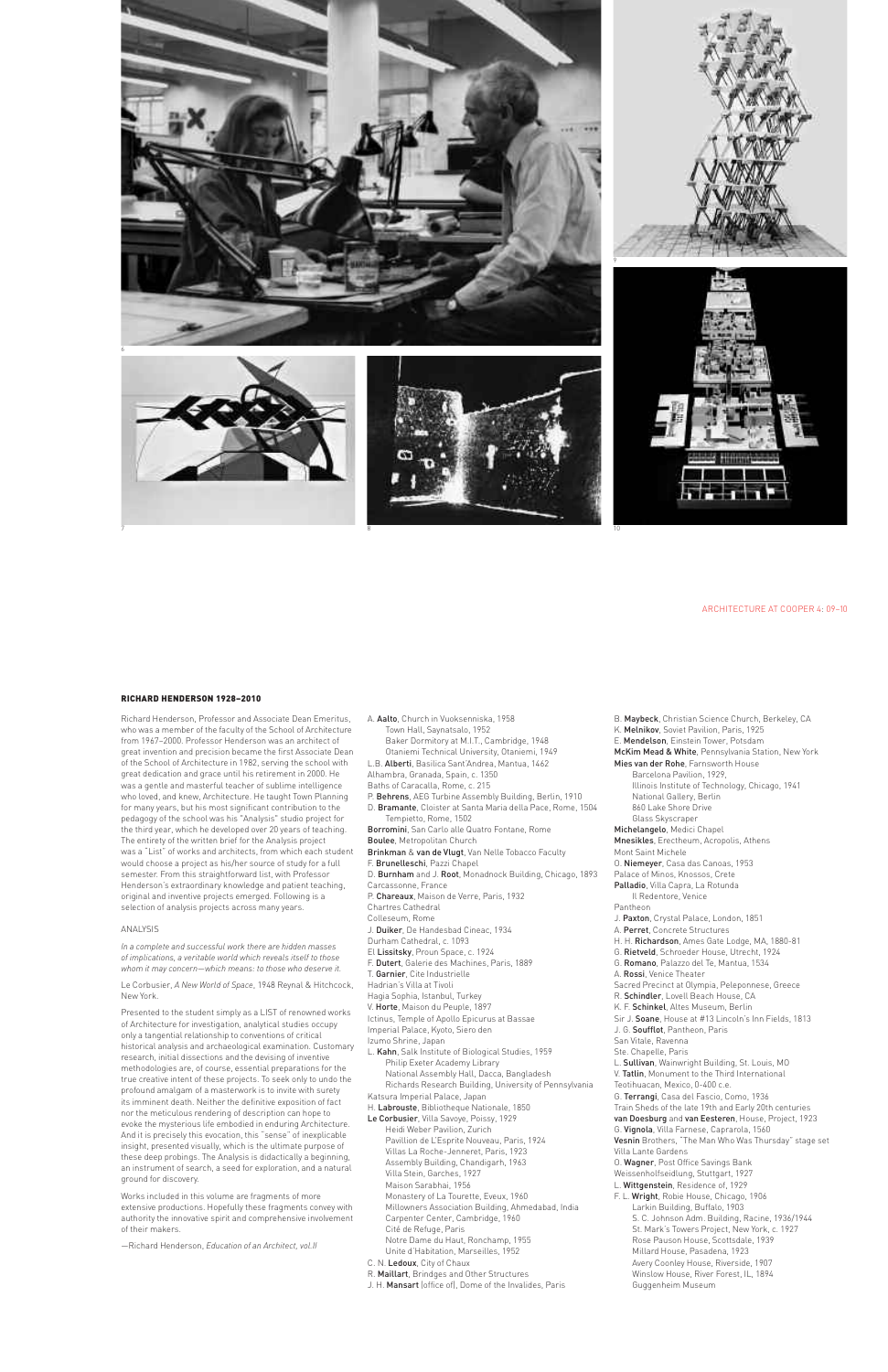6

7

8

9

10

## RICHARD HENDERSON 1928–2010

Richard Henderson, Professor and Associate Dean Emeritus, who was a member of the faculty of the School of Architecture from 1967–2000. Professor Henderson was an architect of great invention and precision became the first Associate Dean of the School of Architecture in 1982, serving the school with great dedication and grace until his retirement in 2000. He was a gentle and masterful teacher of sublime intelligence who loved, and knew, Architecture. He taught Town Planning for many years, but his most significant contribution to the pedagogy of the school was his "Analysis" studio project for the third year, which he developed over 20 years of teaching. The entirety of the written brief for the Analysis project was a "List" of works and architects, from which each student would choose a project as his/her source of study for a full semester. From this straightforward list, with Professor Henderson's extraordinary knowledge and patient teaching, original and inventive projects emerged. Following is a selection of analysis projects across many years.

### ANALYSIS

*In a complete and successful work there are hidden masses of implications, a veritable world which reveals itself to those whom it may concern—which means: to those who deserve it.*

Le Corbusier, *A New World of Space*, 1948 Reynal & Hitchcock, New York.

Presented to the student simply as a LIST of renowned works of Architecture for investigation, analytical studies occupy only a tangential relationship to conventions of critical historical analysis and archaeological examination. Customary research, initial dissections and the devising of inventive methodologies are, of course, essential preparations for the true creative intent of these projects. To seek only to undo the profound amalgam of a masterwork is to invite with surety its imminent death. Neither the definitive exposition of fact nor the meticulous rendering of description can hope to evoke the mysterious life embodied in enduring Architecture. And it is precisely this evocation, this "sense" of inexplicable insight, presented visually, which is the ultimate purpose of these deep probings. The Analysis is didactically a beginning, an instrument of search, a seed for exploration, and a natural ground for discovery.

Works included in this volume are fragments of more extensive productions. Hopefully these fragments convey with authority the innovative spirit and comprehensive involvement of their makers.

—Richard Henderson, *Education of an Architect, vol.II*

A. **Aalto**, Church in Vuoksenniska, 1958
  Town Hall, Saynatsalo, 1952
  Baker Dormitory at M.I.T., Cambridge, 1948
  Otaniemi Technical University, Otaniemi, 1949
L.B. **Alberti**, Basilica Sant'Andrea, Mantua, 1462
Alhambra, Granada, Spain, c. 1350
Baths of Caracalla, Rome, c. 215
P. **Behrens**, AEG Turbine Assembly Building, Berlin, 1910
D. **Bramante**, Cloister at Santa Maria della Pace, Rome, 1504
  Tempietto, Rome, 1502
**Borromini**, San Carlo alle Quatro Fontane, Rome
**Boulee**, Metropolitan Church
**Brinkman** & **van de Vlugt**, Van Nelle Tobacco Faculty
F. **Brunelleschi**, Pazzi Chapel
D. **Burnham** and J. **Root**, Monadnock Building, Chicago, 1893
Carcassonne, France
P. **Chareaux**, Maison de Verre, Paris, 1932
Chartres Cathedral
Colleseum, Rome
J. **Duiker**, De Handesbad Cineac, 1934
Durham Cathedral, c. 1093
El **Lissitsky**, Proun Space, c. 1924
F. **Dutert**, Galerie des Machines, Paris, 1889
T. **Garnier**, Cite Industrielle
Hadrian's Villa at Tivoli
Hagia Sophia, Istanbul, Turkey
V. **Horte**, Maison du Peuple, 1897
Ictinus, Temple of Apollo Epicurus at Bassae
Imperial Palace, Kyoto, Siero den
Izumo Shrine, Japan
L. **Kahn**, Salk Institute of Biological Studies, 1959
  Philip Exeter Academy Library
  National Assembly Hall, Dacca, Bangladesh
  Richards Research Building, University of Pennsylvania
Katsura Imperial Palace, Japan
H. **Labrouste**, Bibliotheque Nationale, 1850
**Le Corbusier**, Villa Savoye, Poissy, 1929
  Heidi Weber Pavilion, Zurich
  Pavillion de L'Esprite Nouveau, Paris, 1924
  Villas La Roche-Jenneret, Paris, 1923
  Assembly Building, Chandigarh, 1963
  Villa Stein, Garches, 1927
  Maison Sarabhai, 1956
  Monastery of La Tourette, Eveux, 1960
  Millowners Association Building, Ahmedabad, India
  Carpenter Center, Cambridge, 1960
  Cité de Refuge, Paris
  Notre Dame du Haut, Ronchamp, 1955
  Unite d'Habitation, Marseilles, 1952
C. N. **Ledoux**, City of Chaux
R. **Maillart**, Brindges and Other Structures
J. H. **Mansart** (office of), Dome of the Invalides, Paris
B. **Maybeck**, Christian Science Church, Berkeley, CA
K. **Melnikov**, Soviet Pavilion, Paris, 1925
E. **Mendelson**, Einstein Tower, Potsdam
**McKim Mead & White**, Pennsylvania Station, New York
**Mies van der Rohe**, Farnsworth House
  Barcelona Pavilion, 1929,
  Illinois Institute of Technology, Chicago, 1941
  National Gallery, Berlin
  860 Lake Shore Drive
  Glass Skyscraper
**Michelangelo**, Medici Chapel
**Mnesikles**, Erectheum, Acropolis, Athens
Mont Saint Michele
O. **Niemeyer**, Casa das Canoas, 1953
Palace of Minos, Knossos, Crete
**Palladio**, Villa Capra, La Rotunda
  Il Redentore, Venice
Pantheon
J. **Paxton**, Crystal Palace, London, 1851
A. **Perret**, Concrete Structures
H. H. **Richardson**, Ames Gate Lodge, MA, 1880-81
G. **Rietveld**, Schroeder House, Utrecht, 1924
G. **Romano**, Palazzo del Te, Mantua, 1534
A. **Rossi**, Venice Theater
Sacred Precinct at Olympia, Peleponnese, Greece
R. **Schindler**, Lovell Beach House, CA
K. F. **Schinkel**, Altes Museum, Berlin
Sir J. **Soane**, House at #13 Lincoln's Inn Fields, 1813
J. G. **Soufflot**, Pantheon, Paris
San Vitale, Ravenna
Ste. Chapelle, Paris
L. **Sullivan**, Wainwright Building, St. Louis, MO
V. **Tatlin**, Monument to the Third International
Teotihuacan, Mexico, 0-400 c.e.
G. **Terrangi**, Casa del Fascio, Como, 1936
Train Sheds of the late 19th and Early 20th centuries
**van Doesburg** and **van Eesteren**, House, Project, 1923
G. **Vignola**, Villa Farnese, Caprarola, 1560
**Vesnin** Brothers, "The Man Who Was Thursday" stage set
Villa Lante Gardens
O. **Wagner**, Post Office Savings Bank
Weissenhofseidlung, Stuttgart, 1927
L. **Wittgenstein**, Residence of, 1929
F. L. **Wright**, Robie House, Chicago, 1906
  Larkin Building, Buffalo, 1903
  S. C. Johnson Adm. Building, Racine, 1936/1944
  St. Mark's Towers Project, New York, c. 1927
  Rose Pauson House, Scottsdale, 1939
  Millard House, Pasadena, 1923
  Avery Coonley House, Riverside, 1907
  Winslow House, River Forest, IL, 1894
  Guggenheim Museum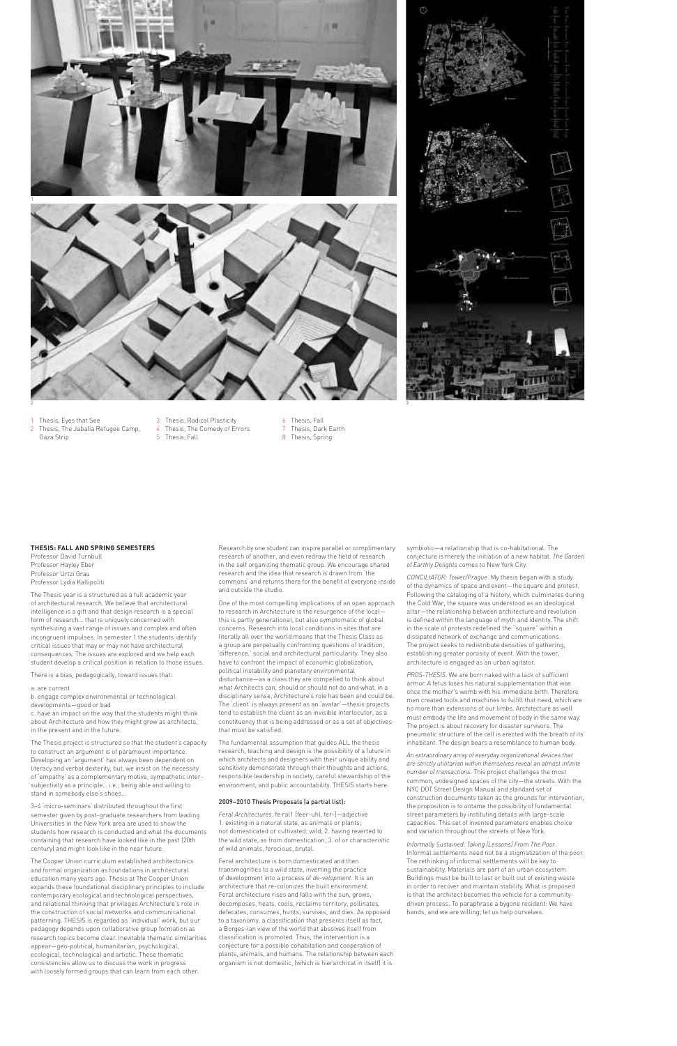1 Thesis, Eyes that See
2 Thesis, The Jabalia Refugee Camp, Gaza Strip
3 Thesis, Radical Plasticity
4 Thesis, The Comedy of Errors
5 Thesis, Fall
6 Thesis, Fall
7 Thesis, Dark Earth
8 Thesis, Spring

**THESIS: FALL AND SPRING SEMESTERS**

Professor David Turnbull
Professor Hayley Eber
Professor Urtzi Grau
Professor Lydia Kallipoliti

The Thesis year is a structured as a full academic year of architectural research. We believe that architectural intelligence is a gift and that design research is a special form of research... that is uniquely concerned with synthesizing a vast range of issues and complex and often incongruent impulses. In semester 1 the students identify critical issues that may or may not have architectural consequences. The issues are explored and we help each student develop a critical position in relation to those issues.

There is a bias, pedagogically, toward issues that:

a. are current
b. engage complex environmental or technological developments—good or bad
c. have an impact on the way that the students might think about Architecture and how they might grow as architects, in the present and in the future.

The Thesis project is structured so that the student's capacity to construct an argument is of paramount importance. Developing an 'argument' has always been dependent on literacy and verbal dexterity, but, we insist on the necessity of 'empathy' as a complementary motive, sympathetic inter-subjectivity as a principle... i.e.; being able and willing to stand in somebody else's shoes...

3–4 'micro-seminars' distributed throughout the first semester given by post-graduate researchers from leading Universities in the New York area are used to show the students how research is conducted and what the documents containing that research have looked like in the past (20th century) and might look like in the near future.

The Cooper Union curriculum established architectonics and formal organization as foundations in architectural education many years ago. Thesis at The Cooper Union expands these foundational disciplinary principles to include contemporary ecological and technological perspectives, and relational thinking that privileges Architecture's role in the construction of social networks and communicational patterning. THESIS is regarded as 'individual' work, but our pedagogy depends upon collaborative group formation as research topics become clear. Inevitable thematic similarities appear—geo-political, humanitarian, psychological, ecological, technological and artistic. These thematic consistencies allow us to discuss the work in progress with loosely formed groups that can learn from each other. Research by one student can inspire parallel or complimentary research of another, and even redraw the field of research in the self organizing thematic group. We encourage shared research and the idea that research is drawn from 'the commons' and returns there for the benefit of everyone inside and outside the studio.

One of the most compelling implications of an open approach to research in Architecture is the resurgence of the local—this is partly generational, but also symptomatic of global concerns. Research into local conditions in sites that are literally all over the world means that the Thesis Class as a group are perpetually confronting questions of tradition, 'difference,' social and architectural particularity. They also have to confront the impact of economic globalization, political instability and planetary environmental disturbance—as a class they are compelled to think about what Architects can, should or should not do and what, in a disciplinary sense, Architecture's role has been and could be. The 'client' is always present as an 'avatar'—thesis projects tend to establish the client as an invisible interlocutor, or a constituency that is being addressed or as a set of objectives that must be satisfied.

The fundamental assumption that guides ALL the thesis research, teaching and design is the possibility of a future in which architects and designers with their unique ability and sensitivity demonstrate through their thoughts and actions, responsible leadership in society, careful stewardship of the environment, and public accountability. THESIS starts here.

**2009–2010 Thesis Proposals (a partial list):**

*Feral Architectures.* fe·ral1 (feer-uhl, fer-)—adjective 1. existing in a natural state, as animals or plants; not domesticated or cultivated; wild; 2. having reverted to the wild state, as from domestication; 3. of or characteristic of wild animals, ferocious, brutal.

Feral architecture is born domesticated and then transmogrifies to a wild state, inverting the practice of development into a process of *de-velopment*. It is an architecture that re-colonizes the built environment. Feral architecture rises and falls with the sun, grows, decomposes, heats, cools, reclaims territory, pollinates, defecates, consumes, hunts, survives, and dies. As opposed to a taxonomy, a classification that presents itself as fact, a Borges-ian view of the world that absolves itself from classification is promoted. Thus, the intervention is a conjecture for a possible cohabitation and cooperation of plants, animals, and humans. The relationship between each organism is not domestic, (which is hierarchical in itself) it is symbiotic—a relationship that is co-habitational. The conjecture is merely the initiation of a new habitat. *The Garden of Earthly Delights* comes to New York City.

*CONCILIATOR: Tower/Prague.* My thesis began with a study of the dynamics of space and event—the square and protest. Following the cataloging of a history, which culminates during the Cold War, the square was understood as an ideological altar—the relationship between architecture and revolution is defined within the language of myth and identity. The shift in the scale of protests redefined the "square" within a dissipated network of exchange and communications. The project seeks to redistribute densities of gathering, establishing greater porosity of event. With the tower, architecture is engaged as an urban agitator.

*PROS-THESIS.* We are born naked with a lack of sufficient armor. A fetus loses his natural supplementation that was once the mother's womb with his immediate birth. Therefore men created tools and machines to fulfill that need, which are no more than extensions of our limbs. Architecture as well must embody the life and movement of body in the same way. The project is about recovery for disaster survivors. The pneumatic structure of the cell is erected with the breath of its inhabitant. The design bears a resemblance to human body.

*An extraordinary array of everyday organizational devices that are strictly utilitarian within themselves reveal an almost infinite number of transactions.* This project challenges the most common, undesigned spaces of the city—the streets. With the NYC DOT Street Design Manual and standard set of construction documents taken as the grounds for intervention, the proposition is to untame the possibility of fundamental street parameters by instituting details with large-scale capacities. This set of invented parameters enables choice and variation throughout the streets of New York.

*Informally Sustained: Taking (Lessons) From The Poor.* Informal settlements need not be a stigmatization of the poor. The rethinking of informal settlements will be key to sustainability. Materials are part of an urban ecosystem. Buildings must be built to last or built out of existing waste in order to recover and maintain stability. What is proposed is that the architect becomes the vehicle for a community-driven process. To paraphrase a bygone resident: We have hands, and we are willing; let us help ourselves.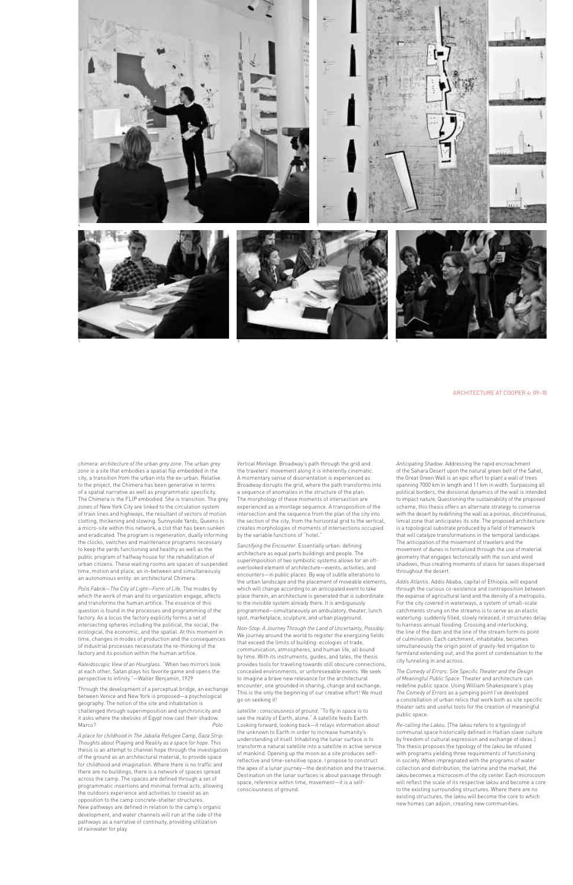4

7

5

6

8

*chimera: architecture of the urban grey zone.* The urban *grey zone* is a site that embodies a spatial flip embedded in the city, a transition from the urban into the ex-urban. Relative to the project, the Chimera has been generative in terms of a spatial narrative as well as programmatic specificity. The Chimera is the FLIP embodied. She is transition. The grey zones of New York City are linked to the circulation system of train lines and highways, the resultant of vectors of motion clotting, thickening and slowing. Sunnyside Yards, Queens is a micro-site within this network, a clot that has been sunken and eradicated. The program is *regeneration*, dually informing the clocks, switches and maintenance programs necessary to keep the yards functioning and healthy as well as the public program of halfway house for the rehabilitation of urban citizens. These waiting rooms are spaces of suspended time, motion and place, an in-between and simultaneously an autonomous entity: an architectural Chimera.

*Polis Fabrik—The City of Light—Form of Life.* The modes by which the work of man and its organization engage, affects and transforms the human artifice. The essence of this question is found in the processes and programming of the factory. As a locus the factory explicitly forms a set of intersecting spheres including the political, the social, the ecological, the economic, and the spatial. At this moment in time, changes in modes of production and the consequences of industrial processes necessitate the re-thinking of the factory and its position within the human artifice.

*Kaleidoscopic View of an Hourglass.* "When two mirrors look at each other, Satan plays his favorite game and opens the perspective to infinity."—Walter Benjamin, 1929

Through the development of a perceptual bridge, an exchange between Venice and New York is proposed—a psychological geography. The notion of the site and inhabitation is challenged through superimposition and synchronicity and it asks where the obelisks of Egypt now cast their shadow. Marco? Polo

*A place for childhood in The Jabalia Refugee Camp, Gaza Strip: Thoughts about* Playing and Reality *as a space for hope.* This thesis is an attempt to channel hope through the investigation of the ground as an architectural material, to provide space for childhood and imagination. Where there is no traffic and there are no buildings, there is a network of spaces spread across the camp. The spaces are defined through a set of programmatic insertions and minimal formal acts, allowing the outdoors experience and activities to coexist as an opposition to the camp concrete-shelter structures. New pathways are defined in relation to the camp's organic development, and water channels will run at the side of the pathways as a narrative of continuity, providing utilization of rainwater for play.

*Vertical Montage.* Broadway's path through the grid and the travelers' movement along it is inherently cinematic. A momentary sense of disorientation is experienced as Broadway disrupts the grid, where the path transforms into a sequence of anomalies in the structure of the plan. The morphology of these moments of intersection are experienced as a montage sequence. A transposition of the intersection and the sequence from the plan of the city into the section of the city, from the horizontal grid to the vertical, creates morphologies of moments of intersections occupied by the variable functions of "hotel."

*Sanctifying the Encounter.* Essentially urban: defining architecture as equal parts buildings and people. The superimposition of two symbiotic systems allows for an oft-overlooked element of architecture—events, activities, and encounters—in public places. By way of subtle alterations to the urban landscape and the placement of moveable elements, which will change according to an anticipated event to take place therein, an architecture is generated that is subordinate to the invisible system already there. It is ambiguously programmed—simultaneously an ambulatory, theater, lunch spot, marketplace, sculpture, and urban playground.

*Non-Stop: A Journey Through the Land of Uncertainty, Possibly.* We journey around the world to register the energizing fields that exceed the limits of building: ecologies of trade, communication, atmospheres, and human life, all bound by time. With its instruments, guides, and tales, the thesis provides tools for traveling towards still obscure connections, concealed environments, or unforeseeable events. We seek to imagine a new relevance for the architectural encounter, one grounded in sharing, change and exchange. This is the only the beginning of our creative effort! We must go on seeking it!

*satellite : consciousness of ground.* "To fly in space is to see the reality of Earth, alone." A satellite feeds Earth. Looking forward, looking back—it relays information about the unknown to Earth in order to increase humanity's understanding of itself. Inhabiting the lunar surface is to transform a natural satellite into a satellite in active service of mankind. Opening up the moon as a site produces self-reflective and time-sensitive space. I propose to construct the apex of a lunar journey—the destination and the traverse. Destination on the lunar surfaces is about passage through space, reference within time, movement—it is a self-consciousness of ground.

*Anticipating Shadow.* Addressing the rapid encroachment of the Sahara Desert upon the natural green belt of the Sahel, the Great Green Wall is an epic effort to plant a wall of trees spanning 7000 km in length and 11 km in width. Surpassing all political borders, the divisional dynamics of the wall is intended to impact nature. Questioning the sustainability of the proposed scheme, this thesis offers an alternate strategy to converse with the desert by redefining the wall as a porous, discontinuous, limial zone that anticipates its site. The proposed architecture is a topological substrate produced by a field of framework that will catalyze transformations in the temporal landscape. The anticipation of the movement of travelers and the movement of dunes is formalized through the use of material geometry that engages tectonically with the sun and wind shadows, thus creating moments of stasis for oases dispersed throughout the desert.

*Addis Atlantis.* Addis Ababa, capital of Ethiopia, will expand through the curious co-existence and contraposition between the expanse of agricultural land and the density of a metropolis. For the city covered in waterways, a system of small-scale catchments strung on the streams is to serve as an elastic waterlung: suddenly filled, slowly released, it structures delay to harness annual flooding. Crossing and interlocking, the line of the dam and the line of the stream form its point of culmination. Each catchment, inhabitable, becomes simultaneously the origin point of gravity-fed irrigation to farmland extending out, and the point of condensation to the city funneling in and across.

*The Comedy of Errors: Site Specific Theater and the Design of Meaningful Public Space.* Theater and architecture can redefine public space. Using William Shakespeare's play *The Comedy of Errors* as a jumping point I've developed a constellation of urban relics that work both as site specific theater sets and useful tools for the creation of meaningful public space.

*Re-calling the Lakou.* [The *lakou* refers to a typology of communal space historically defined in Haitian slave culture by freedom of cultural expression and exchange of ideas.] The thesis proposes the typology of the *lakou* be infused with programs yielding three requirements of functioning in society. When impregnated with the programs of water collection and distribution, the latrine and the market, the *lakou* becomes a microcosm of the city center. Each microcosm will reflect the scale of its respective *lakou* and become a core to the existing surrounding structures. Where there are no existing structures, the *lakou* will become the core to which new homes can adjoin, creating new communities.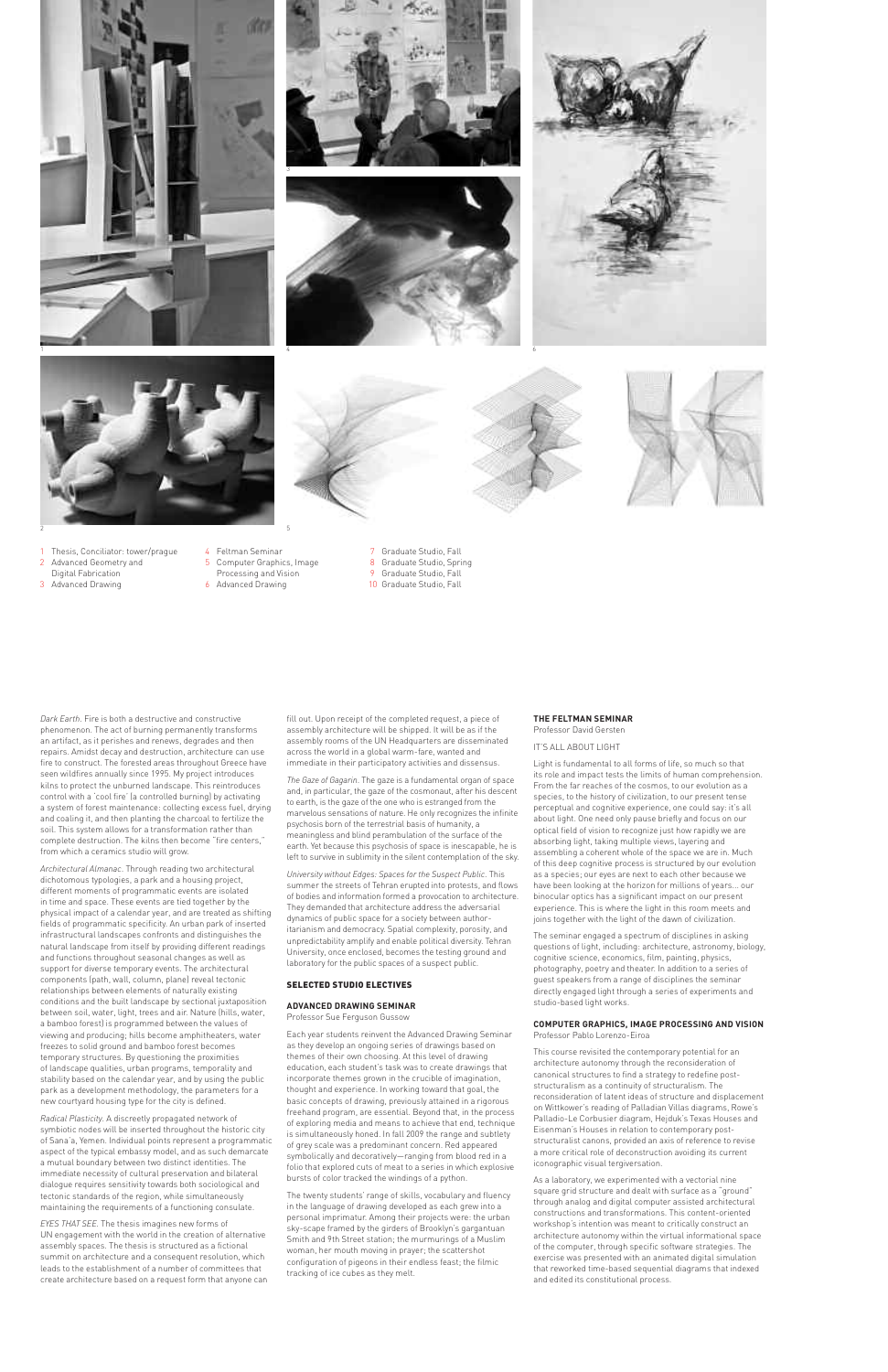1 Thesis, Conciliator: tower/prague
2 Advanced Geometry and Digital Fabrication
3 Advanced Drawing
4 Feltman Seminar
5 Computer Graphics, Image Processing and Vision
6 Advanced Drawing
7 Graduate Studio, Fall
8 Graduate Studio, Spring
9 Graduate Studio, Fall
10 Graduate Studio, Fall

*Dark Earth.* Fire is both a destructive and constructive phenomenon. The act of burning permanently transforms an artifact, as it perishes and renews, degrades and then repairs. Amidst decay and destruction, architecture can use fire to construct. The forested areas throughout Greece have seen wildfires annually since 1995. My project introduces kilns to protect the unburned landscape. This reintroduces control with a 'cool fire' (a controlled burning) by activating a system of forest maintenance: collecting excess fuel, drying and coaling it, and then planting the charcoal to fertilize the soil. This system allows for a transformation rather than complete destruction. The kilns then become "fire centers," from which a ceramics studio will grow.

*Architectural Almanac.* Through reading two architectural dichotomous typologies, a park and a housing project, different moments of programmatic events are isolated in time and space. These events are tied together by the physical impact of a calendar year, and are treated as shifting fields of programmatic specificity. An urban park of inserted infrastructural landscapes confronts and distinguishes the natural landscape from itself by providing different readings and functions throughout seasonal changes as well as support for diverse temporary events. The architectural components (path, wall, column, plane) reveal tectonic relationships between elements of naturally existing conditions and the built landscape by sectional juxtaposition between soil, water, light, trees and air. Nature (hills, water, a bamboo forest) is programmed between the values of viewing and producing; hills become amphitheaters, water freezes to solid ground and bamboo forest becomes temporary structures. By questioning the proximities of landscape qualities, urban programs, temporality and stability based on the calendar year, and by using the public park as a development methodology, the parameters for a new courtyard housing type for the city is defined.

*Radical Plasticity.* A discreetly propagated network of symbiotic nodes will be inserted throughout the historic city of Sana'a, Yemen. Individual points represent a programmatic aspect of the typical embassy model, and as such demarcate a mutual boundary between two distinct identities. The immediate necessity of cultural preservation and bilateral dialogue requires sensitivity towards both sociological and tectonic standards of the region, while simultaneously maintaining the requirements of a functioning consulate.

*EYES THAT SEE.* The thesis imagines new forms of UN engagement with the world in the creation of alternative assembly spaces. The thesis is structured as a fictional summit on architecture and a consequent resolution, which leads to the establishment of a number of committees that create architecture based on a request form that anyone can fill out. Upon receipt of the completed request, a piece of assembly architecture will be shipped. It will be as if the assembly rooms of the UN Headquarters are disseminated across the world in a global warm-fare, wanted and immediate in their participatory activities and dissensus.

*The Gaze of Gagarin.* The gaze is a fundamental organ of space and, in particular, the gaze of the cosmonaut, after his descent to earth, is the gaze of the one who is estranged from the marvelous sensations of nature. He only recognizes the infinite psychosis born of the terrestrial basis of humanity, a meaningless and blind perambulation of the surface of the earth. Yet because this psychosis of space is inescapable, he is left to survive in sublimity in the silent contemplation of the sky.

*University without Edges: Spaces for the Suspect Public.* This summer the streets of Tehran erupted into protests, and flows of bodies and information formed a provocation to architecture. They demanded that architecture address the adversarial dynamics of public space for a society between authoritarianism and democracy. Spatial complexity, porosity, and unpredictability amplify and enable political diversity. Tehran University, once enclosed, becomes the testing ground and laboratory for the public spaces of a suspect public.

## SELECTED STUDIO ELECTIVES

### ADVANCED DRAWING SEMINAR

Professor Sue Ferguson Gussow

Each year students reinvent the Advanced Drawing Seminar as they develop an ongoing series of drawings based on themes of their own choosing. At this level of drawing education, each student's task was to create drawings that incorporate themes grown in the crucible of imagination, thought and experience. In working toward that goal, the basic concepts of drawing, previously attained in a rigorous freehand program, are essential. Beyond that, in the process of exploring media and means to achieve that end, technique is simultaneously honed. In fall 2009 the range and subtlety of grey scale was a predominant concern. Red appeared symbolically and decoratively—ranging from blood red in a folio that explored cuts of meat to a series in which explosive bursts of color tracked the windings of a python.

The twenty students' range of skills, vocabulary and fluency in the language of drawing developed as each grew into a personal imprimatur. Among their projects were: the urban sky-scape framed by the girders of Brooklyn's gargantuan Smith and 9th Street station; the murmurings of a Muslim woman, her mouth moving in prayer; the scattershot configuration of pigeons in their endless feast; the filmic tracking of ice cubes as they melt.

### THE FELTMAN SEMINAR

Professor David Gersten

IT'S ALL ABOUT LIGHT

Light is fundamental to all forms of life, so much so that its role and impact tests the limits of human comprehension. From the far reaches of the cosmos, to our evolution as a species, to the history of civilization, to our present tense perceptual and cognitive experience, one could say: it's all about light. One need only pause briefly and focus on our optical field of vision to recognize just how rapidly we are absorbing light, taking multiple views, layering and assembling a coherent whole of the space we are in. Much of this deep cognitive process is structured by our evolution as a species; our eyes are next to each other because we have been looking at the horizon for millions of years... our binocular optics has a significant impact on our present experience. This is where the light in this room meets and joins together with the light of the dawn of civilization.

The seminar engaged a spectrum of disciplines in asking questions of light, including: architecture, astronomy, biology, cognitive science, economics, film, painting, physics, photography, poetry and theater. In addition to a series of guest speakers from a range of disciplines the seminar directly engaged light through a series of experiments and studio-based light works.

### COMPUTER GRAPHICS, IMAGE PROCESSING AND VISION

Professor Pablo Lorenzo-Eiroa

This course revisited the contemporary potential for an architecture autonomy through the reconsideration of canonical structures to find a strategy to redefine post-structuralism as a continuity of structuralism. The reconsideration of latent ideas of structure and displacement on Wittkower's reading of Palladian Villas diagrams, Rowe's Palladio-Le Corbusier diagram, Hejduk's Texas Houses and Eisenman's Houses in relation to contemporary post-structuralist canons, provided an axis of reference to revise a more critical role of deconstruction avoiding its current iconographic visual tergiversation.

As a laboratory, we experimented with a vectorial nine square grid structure and dealt with surface as a "ground" through analog and digital computer assisted architectural constructions and transformations. This content-oriented workshop's intention was meant to critically construct an architecture autonomy within the virtual informational space of the computer, through specific software strategies. The exercise was presented with an animated digital simulation that reworked time-based sequential diagrams that indexed and edited its constitutional process.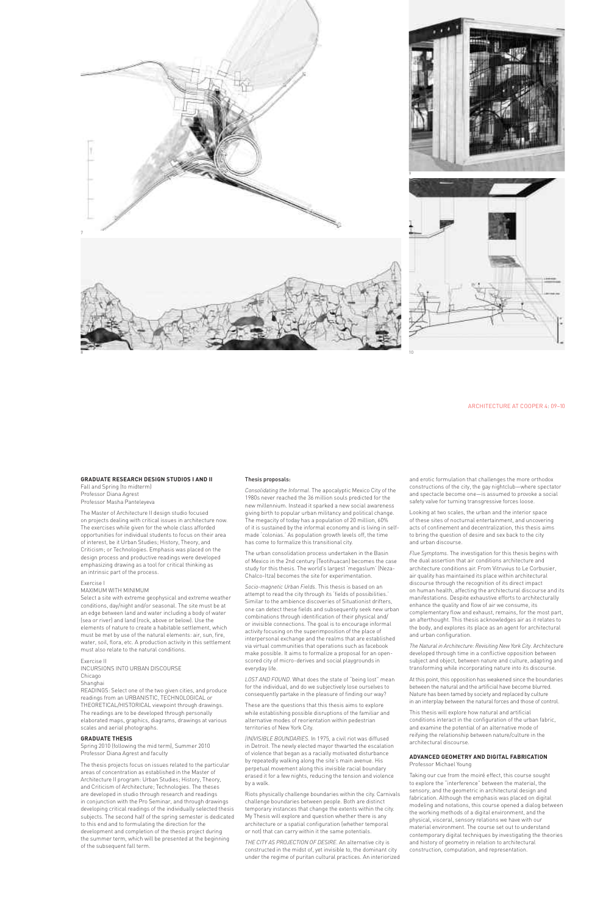7

8

9

10

## GRADUATE RESEARCH DESIGN STUDIOS I AND II

Fall and Spring (to midterm)
Professor Diana Agrest
Professor Masha Panteleyeva

The Master of Architecture II design studio focused on projects dealing with critical issues in architecture now. The exercises while given for the whole class afforded opportunities for individual students to focus on their area of interest, be it Urban Studies; History, Theory, and Criticism; or Technologies. Emphasis was placed on the design process and productive readings were developed emphasizing drawing as a tool for critical thinking as an intrinsic part of the process.

Exercise I
MAXIMUM WITH MINIMUM
Select a site with extreme geophysical and extreme weather conditions, day/night and/or seasonal. The site must be at an edge between land and water including a body of water (sea or river) and land (rock, above or below). Use the elements of nature to create a habitable settlement, which must be met by use of the natural elements: air, sun, fire, water, soil, flora, etc. A production activity in this settlement must also relate to the natural conditions.

Exercise II
INCURSIONS INTO URBAN DISCOURSE
Chicago
Shanghai
READINGS: Select one of the two given cities, and produce readings from an URBANISTIC, TECHNOLOGICAL or THEORETICAL/HISTORICAL viewpoint through drawings. The readings are to be developed through personally elaborated maps, graphics, diagrams, drawings at various scales and aerial photographs.

## GRADUATE THESIS

Spring 2010 (following the mid term), Summer 2010
Professor Diana Agrest and faculty

The thesis projects focus on issues related to the particular areas of concentration as established in the Master of Architecture II program: Urban Studies; History, Theory, and Criticism of Architecture; Technologies. The theses are developed in studio through research and readings in conjunction with the Pro Seminar, and through drawings developing critical readings of the individually selected thesis subjects. The second half of the spring semester is dedicated to this end and to formulating the direction for the development and completion of the thesis project during the summer term, which will be presented at the beginning of the subsequent fall term.

**Thesis proposals:**

*Consolidating the Informal.* The apocalyptic Mexico City of the 1980s never reached the 36 million souls predicted for the new millennium. Instead it sparked a new social awareness giving birth to popular urban militancy and political change. The megacity of today has a population of 20 million, 60% of it is sustained by the informal economy and is living in self-made 'colonias.' As population growth levels off, the time has come to formalize this transitional city.

The urban consolidation process undertaken in the Basin of Mexico in the 2nd century (Teotihuacan) becomes the case study for this thesis. The world's largest 'megaslum' (Neza-Chalco-Itza) becomes the site for experimentation.

*Socio-magnetic Urban Fields.* This thesis is based on an attempt to read the city through its 'fields of possibilities.' Similar to the ambience discoveries of Situationist drifters, one can detect these fields and subsequently seek new urban combinations through identification of their physical and/or invisible connections. The goal is to encourage informal activity focusing on the superimposition of the place of interpersonal exchange and the realms that are established via virtual communities that operations such as facebook make possible. It aims to formalize a proposal for an open-scored city of micro-derives and social playgrounds in everyday life.

*LOST AND FOUND.* What does the state of "being lost" mean for the individual, and do we subjectively lose ourselves to consequently partake in the pleasure of finding our way?

These are the questions that this thesis aims to explore while establishing possible disruptions of the familiar and alternative modes of reorientation within pedestrian territories of New York City.

*(IN)VISIBLE BOUNDARIES.* In 1975, a civil riot was diffused in Detroit. The newly elected mayor thwarted the escalation of violence that began as a racially motivated disturbance by repeatedly walking along the site's main avenue. His perpetual movement along this invisible racial boundary erased it for a few nights, reducing the tension and violence by a walk.

Riots physically challenge boundaries within the city. Carnivals challenge boundaries between people. Both are distinct temporary instances that change the extents within the city. My Thesis will explore and question whether there is any architecture or a spatial configuration (whether temporal or not) that can carry within it the same potentials.

*THE CITY AS PROJECTION OF DESIRE.* An alternative city is constructed in the midst of, yet invisible to, the dominant city under the regime of puritan cultural practices. An interiorized and erotic formulation that challenges the more orthodox constructions of the city, the gay nightclub—where spectator and spectacle become one—is assumed to provoke a social safety valve for turning transgressive forces loose.

Looking at two scales, the urban and the interior space of these sites of nocturnal entertainment, and uncovering acts of confinement and decentralization, this thesis aims to bring the question of desire and sex back to the city and urban discourse.

*Flue Symptoms.* The investigation for this thesis begins with the dual assertion that air conditions architecture and architecture conditions air. From Vitruvius to Le Corbusier, air quality has maintained its place within architectural discourse through the recognition of its direct impact on human health, affecting the architectural discourse and its manifestations. Despite exhaustive efforts to architecturally enhance the quality and flow of air we consume, its complementary flow and exhaust, remains, for the most part, an afterthought. This thesis acknowledges air as it relates to the body, and explores its place as an agent for architectural and urban configuration.

*The Natural in Architecture: Revisiting New York City.* Architecture developed through time in a conflictive opposition between subject and object, between nature and culture, adapting and transforming while incorporating nature into its discourse.

At this point, this opposition has weakened since the boundaries between the natural and the artificial have become blurred. Nature has been tamed by society and replaced by culture in an interplay between the natural forces and those of control.

This thesis will explore how natural and artificial conditions interact in the configuration of the urban fabric, and examine the potential of an alternative mode of reifying the relationship between nature/culture in the architectural discourse.

## ADVANCED GEOMETRY AND DIGITAL FABRICATION

Professor Michael Young

Taking our cue from the moiré effect, this course sought to explore the "interference" between the material, the sensory, and the geometric in architectural design and fabrication. Although the emphasis was placed on digital modeling and notations, this course opened a dialog between the working methods of a digital environment, and the physical, visceral, sensory relations we have with our material environment. The course set out to understand contemporary digital techniques by investigating the theories and history of geometry in relation to architectural construction, computation, and representation.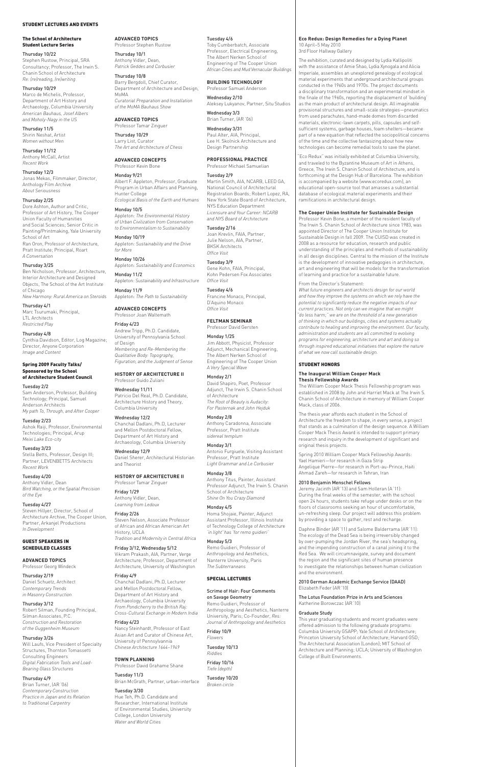## STUDENT LECTURES AND EVENTS

### The School of Architecture Student Lecture Series

**Thursday 10/22**
Stephen Rustow, Principal, SRA Consultancy; Professor, The Irwin S. Chanin School of Architecture
*Re: (re)reading, (re)writing*

**Thursday 10/29**
Marco de Michelis, Professor, Department of Art History and Archaeology, Columbia University
*American Bauhaus, Josef Albers and Moholy-Nagy in the US*

**Thursday 11/5**
Shirin Neshat, Artist
*Women without Men*

**Thursday 11/12**
Anthony McCall, Artist
*Recent Work*

**Thursday 12/3**
Jonas Mekas, Filmmaker, Director, Anthology Film Archive
*About Seriousness*

**Thursday 2/25**
Dore Ashton, Author and Critic, Professor of Art History, The Cooper Union Faculty of Humanities and Social Sciences; Senior Critic in Painting/Printmaking, Yale University School of Art
Ran Oron, Professor of Architecture, Pratt Institute; Principal, Roart
*A Conversation*

**Thursday 3/25**
Ben Nicholson, Professor, Architecture, Interior Architecture and Designed Objects, The School of the Art Institute of Chicago
*New Harmony: Rural America on Steroids*

**Thursday 4/1**
Marc Tsurumaki, Principal, LTL Architects
*Restricted Play*

**Thursday 4/8**
Cynthia Davidson, Editor, Log Magazine; Director, Anyone Corporation
*Image and Content*

### Spring 2009 Faculty Talks/ Sponsored by the School of Architecture Student Council

**Tuesday 2/2**
Sam Anderson, Professor, Building Technology; Principal, Samuel Anderson Architects
*My path To, Through, and After Cooper*

**Tuesday 2/23**
Ashok Raiji, Professor, Environmental Technologies; Principal, Arup
*Meixi Lake Eco-city*

**Tuesday 3/23**
Stella Betts, Professor, Design III; Partner, LEVENBETTS Architects
*Recent Work*

**Tuesday 4/20**
Anthony Vidler, Dean
*Bird Watching, or the Spatial Precision of the Eye*

**Tuesday 4/27**
Steven Hillyer, Director, School of Architecture Archive, The Cooper Union, Partner, Arkanjel Productions
*In Development*

### GUEST SPEAKERS IN SCHEDULED CLASSES

**ADVANCED TOPICS**
Professor Georg Windeck

**Thursday 2/19**
Daniel Schuetz, Architect
*Contemporary Trends in Masonry Construction*

**Thursday 3/12**
Robert Silman, Founding Principal, Silman Associates, P.C.
*Construction and Restoration of the Guggenheim Museum*

**Thursday 3/26**
Will Laufs, Vice President of Specialty Structures, Thornton Tomassetti Consulting Engineers
*Digital Fabrication Tools and Load-Bearing Glass Structures*

**Thursday 4/9**
Brian Turner, (AR '06)
*Contemporary Construction Practice in Japan and its Relation to Traditional Carpentry*

**ADVANCED TOPICS**
Professor Stephen Rustow

**Thursday 10/1**
Anthony Vidler, Dean,
*Patrick Geddes and Corbusier*

**Thursday 10/8**
Barry Bergdoll, Chief Curator, Department of Architecture and Design, MoMA
*Curatorial Preparation and Installation of the MoMA Bauhaus Show*

**ADVANCED TOPICS**
Professor Tamar Zinguer

**Thursday 10/29**
Larry List, Curator
*The Art and Architecture of Chess*

**ADVANCED CONCEPTS**
Professor Kevin Bone

**Monday 9/21**
Albert F. Appleton, Professor, Graduate Program in Urban Affairs and Planning, Hunter College
*Ecological Basis of the Earth and Humans*

**Monday 10/5**
Appleton: *The Environmental History of Urban Civilization from Conservation to Environmentalism to Sustainability*

**Monday 10/19**
Appleton: *Sustainability and the Drive for More*

**Monday 10/26**
Appleton: *Sustainability and Economics*

**Monday 11/2**
Appleton: *Sustainability and Infrastructure*

**Monday 11/9**
Appleton: *The Path to Sustainability*

**ADVANCED CONCEPTS**
Professor Joan Waltemath

**Friday 4/23**
Andrew Tripp, Ph.D. Candidate, University of Pennsylvania School of Design
*Membering and Re-Membering the Qualitative Body: Topography, Figuration, and the Judgment of Sense*

**HISTORY OF ARCHITECTURE II**
Professor Guido Zuliani

**Wednesday 11/11**
Patricio Del Real, Ph.D. Candidate, Architecture History and Theory, Columbia University

**Wednesday 12/2**
Chanchal Dadlani, Ph.D, Lecturer and Mellon Postdoctoral Fellow, Department of Art History and Archaeology, Columbia University

**Wednesday 12/9**
Daniel Sherer, Architectural Historian and Theorist

**HISTORY OF ARCHITECTURE II**
Professor Tamar Zinguer

**Friday 1/29**
Anthony Vidler, Dean,
*Learning from Ledoux*

**Friday 2/26**
Steven Nelson, Associate Professor of African and African American Art History, UCLA
*Tradition and Modernity in Central Africa*

**Friday 3/12, Wednesday 5/12**
Vikram Prakash, AIA, Partner, Verge Architecture; Professor, Department of Architecture, University of Washington

**Friday 4/9**
Chanchal Dadlani, Ph.D, Lecturer and Mellon Postdoctoral Fellow, Department of Art History and Archaeology, Columbia University
*From Pondicherry to the British Raj: Cross-Cultural Exchange in Modern India*

**Friday 4/23**
Nancy Steinhardt, Professor of East Asian Art and Curator of Chinese Art, University of Pennsylvannia
*Chinese Architecture 1644–1949*

**TOWN PLANNING**
Professor David Grahame Shane

**Tuesday 11/3**
Brian McGrath, Partner, urban-interface

**Tuesday 3/30**
Hue Teh, Ph.D. Candidate and Researcher, International Institute of Environmental Studies, University College, London University
*Water and World Cities*

**Tuesday 4/6**
Toby Cumberbatch, Associate Professor, Electrical Engineering, The Albert Nerken School of Engineering of The Cooper Union
*African Cities and Mud Vernacular Buildings*

**BUILDING TECHNOLOGY**
Professor Samuel Anderson

**Wednesday 2/10**
Aleksey Lukyanov, Partner, Situ Studios

**Wednesday 3/3**
Brian Turner, (AR '06)

**Wednesday 3/31**
Paul Alter, AIA, Principal, Lee H. Skolnick Architecture and Design Partnership

**PROFESSIONAL PRACTICE**
Professor Michael Samuelian

**Tuesday 2/9**
Martin Smith, AIA, NCARB, LEED GA, National Council of Architectural Registration Boards; Robert Lopez, RA, New York State Board of Architecture, NYS Education Department
*Licensure and Your Career: NCARB and NYS Board of Architecture*

**Tuesday 2/16**
Joan Krevlin, FAIA, Partner, Julie Nelson, AIA, Partner, BKSK Architects
*Office Visit*

**Tuesday 3/9**
Gene Kohn, FAIA, Principal, Kohn Pedersen Fox Associates
*Office Visit*

**Tuesday 4/6**
Francine Monaco, Principal, D'Aquino Monaco
*Office Visit*

**FELTMAN SEMINAR**
Professor David Gersten

**Monday 1/25**
Jim Abbott, Physicist, Professor Adjunct, Mechanical Engineering, The Albert Nerken School of Engineering of The Cooper Union
*A Very Special Wave*

**Monday 2/1**
David Shapiro, Poet, Professor Adjunct, The Irwin S. Chanin School of Architecture
*The Root of Beauty is Audacity: For Pasternak and John Hejduk*

**Monday 2/8**
Anthony Caradonna, Associate Professor, Pratt Institute
*sidereal templum*

**Monday 3/1**
Antonio Furgiuele, Visiting Assistant Professor, Pratt Institute
*Light Grammar and Le Corbusier*

**Monday 3/8**
Anthony Titus, Painter, Assistant Professor Adjunct, The Irwin S. Chanin School of Architecture
*Shine On You Crazy Diamond*

**Monday 4/5**
Homa Shojaie, Painter, Adjunct Assistant Professor, Illinois Institute of Technology College of Architecture
*'in light' has 'for remo guidieri'*

**Monday 5/3**
Remo Guidieri, Professor of Anthropology and Aesthetics, Nanterre University, Paris
*The Subterraneans*

### SPECIAL LECTURES

**Scrime of Hair: Four Comments on Savage Geometry**
Remo Guidieri, Professor of Anthropology and Aesthetics, Nanterre University, Paris; Co-Founder, *Res: Journal of Anthropology and Aesthetics*

**Friday 10/9**
*Flowers*

**Tuesday 10/13**
*Riddles*

**Friday 10/16**
*Tiefe (depth)*

**Tuesday 10/20**
*Broken circle*

**Eco Redux: Design Remedies for a Dying Planet**
10 April–5 May 2010
3rd Floor Hallway Gallery

The exhibition, curated and designed by Lydia Kallipoliti with the assistance of Amie Shao, Lydia Xynogala and Alicia Imperiale, assembles an unexplored genealogy of ecological material experiments that underground architectural groups conducted in the 1960s and 1970s. The project documents a disciplinary transformation and an experimental mindset in the finale of the 1960s, reporting the displacement of 'building' as the main product of architectural design. All imaginable provisional structures and small-scale strategies—pneumatics from used parachutes, hand-made domes from discarded materials, electronic-lawn carpets, pills, capsules and self-sufficient systems, garbage houses, foam shelters—became part of a new equation that reflected the sociopolitical concerns of the time and the collective fantasizing about how new technologies can become remedial tools to save the planet.

"Eco Redux" was initially exhibited at Columbia University, and traveled to the Byzantine Museum of Art in Athens, Greece, The Irwin S. Chanin School of Architecture, and is forthcoming at the Design Hub of Barcelona. The exhibition is accompanied by a website (www.ecoredux.com), an educational open-source tool that amasses a substantial database of ecological material experiments and their ramifications in architectural design.

**The Cooper Union Institute for Sustainable Design**
Professor Kevin Bone, a member of the resident faculty of The Irwin S. Chanin School of Architecture since 1983, was appointed Director of The Cooper Union Institute for Sustainable Design in fall 2009. The CUISD was created in 2008 as a resource for education, research and public understanding of the principles and methods of sustainability in all design disciplines. Central to the mission of the Institute is the development of innovative pedagogies in architecture, art and engineering that will be models for the transformation of learning and practice for a sustainable future.

From the Director's Statement:
*What future engineers and architects design for our world and how they improve the systems on which we rely have the potential to significantly reduce the negative impacts of our current practices. Not only can we imagine that we might "do less harm;" we are on the threshold of a new generation of thinking in which our buildings, cities and systems actually contribute to healing and improving the environment. Our faculty, administration and students are all committed to evolving programs for engineering, architecture and art and doing so through inspired educational initiatives that explore the nature of what we now call sustainable design.*

### STUDENT HONORS

**The Inaugural William Cooper Mack Thesis Fellowship Awards**
The William Cooper Mack Thesis Fellowship program was established in 2008 by John and Harriet Mack at The Irwin S. Chanin School of Architecture in memory of William Cooper Mack, class of 2006.

The thesis year affords each student in the School of Architecture the freedom to shape, in every sense, a project that stands as a culmination of the design sequence. A William Cooper Mack Thesis Award is intended to support primary research and inquiry in the development of significant and original thesis projects.

Spring 2010 William Cooper Mack Fellowship Awards:
Yael Hamieri—for research in Gaza Strip
Angelique Pierre—for research in Port-au-Prince, Haiti
Ahmad Zareh—for research in Tehran, Iran

**2010 Benjamin Menschel Fellows**
Jeremy Jacinth (AR '13) and Sam Holleran (A '11): During the final weeks of the semester, with the school open 24 hours, students take refuge under desks or on the floors of classrooms seeking an hour of uncomfortable, un-refreshing sleep. Our project will address this problem by providing a space to gather, rest and recharge.

Daphne Binder (AR '11) and Salome Balderrama (AR '11): The ecology of the Dead Sea is being irreversibly changed by over-pumping the Jordan River, the sea's headspring, and the impending construction of a canal joining it to the Red Sea. We will circumnavigate, survey and document the region and the significant sites of human presence to investigate the relationships between human civilization and the environment.

**2010 German Academic Exchange Service (DAAD)**
Elizabeth Feder (AR '10)

**The Lotus Foundation Prize in Arts and Sciences**
Katherine Borowczac (AR '10)

**Graduate Study**
This year graduating students and recent graduates were offered admission to the following graduate programs: Columbia University GSAPP; Yale School of Architecture; Princeton University School of Architecture; Harvard GSD; The Architectural Association (London); MIT School of Architecture and Planning; UCLA; University of Washington College of Built Environments.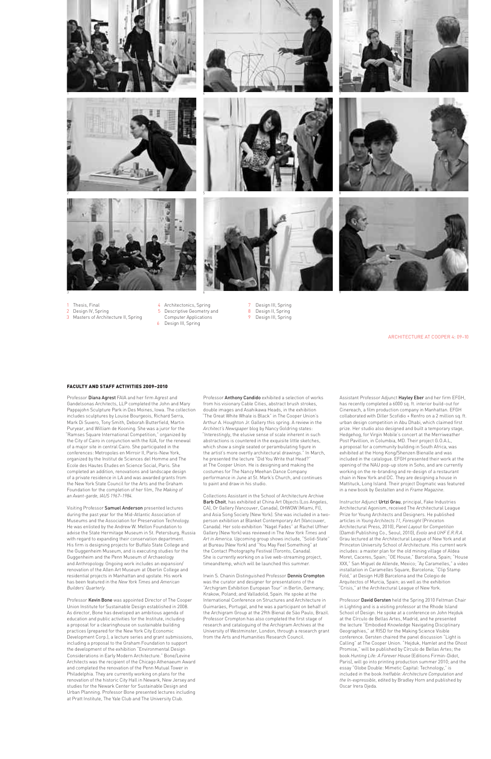1 Thesis, Final
2 Design IV, Spring
3 Masters of Architecture II, Spring
4 Architectonics, Spring
5 Descriptive Geometry and Computer Applications
6 Design III, Spring
7 Design III, Spring
8 Design II, Spring
9 Design III, Spring

## FACULTY AND STAFF ACTIVITIES 2009–2010

Professor **Diana Agrest** FAIA and her firm Agrest and Gandelsonas Architects, LLP completed the John and Mary Pappajohn Sculpture Park in Des Moines, Iowa. The collection includes sculptures by Louise Bourgeois, Richard Serra, Mark Di Suvero, Tony Smith, Deborah Butterfield, Martin Puryear, and William de Kooning. She was a juror for the "Ramses Square International Competition," organized by the City of Cairo in conjunction with the IUA, for the renewal of a major site in central Cairo. She participated in the conferences: Metropoles en Mirroir II, Paris-New York, organized by the Institut de Sciences del Homme and The Ecole des Hautes Etudes en Science Social, Paris. She completed an addition, renovations and landscape design of a private residence in LA and was awarded grants from the New York State Council for the Arts and the Graham Foundation for the completion of her film, *The Making of an Avant-garde, IAUS 1967–1984*.

Visiting Professor **Samuel Anderson** presented lectures during the past year for the Mid-Atlantic Association of Museums and the Association for Preservation Technology. He was enlisted by the Andrew W. Mellon Foundation to advise the State Hermitage Museum in St. Petersburg, Russia with regard to expanding their conservation department. His firm is designing projects for Buffalo State College and the Guggenheim Museum, and is executing studies for the Guggenheim and the Penn Museum of Archaeology and Anthropology. Ongoing work includes an expansion/renovation of the Allen Art Museum at Oberlin College and residential projects in Manhattan and upstate. His work has been featured in the *New York Times* and *American Builders' Quarterly*.

Professor **Kevin Bone** was appointed Director of The Cooper Union Institute for Sustainable Design established in 2008. As director, Bone has developed an ambitious agenda of education and public activities for the Institute, including a proposal for a clearinghouse on sustainable building practices (prepared for the New York City Economic Development Corp.), a lecture series and grant submissions, including a proposal to the Graham Foundation to support the development of the exhibition "Environmental Design Considerations in Early Modern Architecture." Bone/Levine Architects was the recipient of the Chicago Athenaeum Award and completed the renovation of the Penn Mutual Tower in Philadelphia. They are currently working on plans for the renovation of the historic City Hall in Newark, New Jersey and studies for the Newark Center for Sustainable Design and Urban Planning. Professor Bone presented lectures including at Pratt Institute, The Yale Club and The University Club.

Professor **Anthony Candido** exhibited a selection of works from his visionary Cable Cities, abstract brush strokes, double images and Asahikawa Heads, in the exhibition "The Great White Whale is Black" in The Cooper Union's Arthur A. Houghton Jr. Gallery this spring. A review in the *Architect's Newspaper* blog by Nancy Goldring states: "Interestingly, the elusive sense of scale inherent in such abstractions is countered in the exquisite little sketches, which show a single seated or perambulating figure in the artist's more overtly architectural drawings." In March, he presented the lecture "Did You Write that Head?" at The Cooper Union. He is designing and making the costumes for The Nancy Meehan Dance Company performance in June at St. Mark's Church, and continues to paint and draw in his studio.

Collections Assistant in the School of Architecture Archive **Barb Choit**, has exhibited at China Art Objects (Los Angeles, CA), Or Gallery (Vancouver, Canada), OHWOW (Miami, Fl), and Asia Song Society (New York). She was included in a two-person exhibition at Blanket Contemporary Art (Vancouver, Canada). Her solo exhibition "Nagel Fades" at Rachel Uffner Gallery (New York) was reviewed in The *New York Times* and *Art in America*. Upcoming group shows include, "Solid-State" at Bureau (New York) and "You May Feel Something" at the Contact Photography Festival (Toronto, Canada). She is currently working on a live web-streaming project, timeandtemp, which will be launched this summer.

Irwin S. Chanin Distinguished Professor **Dennis Crompton** was the curator and designer for presentations of the "Archigram Exhibition European Tour" in Berlin, Germany; Krakow, Poland; and Valladolid, Spain. He spoke at the International Conference on Structures and Architecture in Guimarães, Portugal, and he was a participant on behalf of the Archigram Group at the 29th Bienal de São Paulo, Brazil. Professor Crompton has also completed the first stage of research and cataloguing of the Archigram Archives at the University of Westminster, London, through a research grant from the Arts and Humanities Research Council.

Assistant Professor Adjunct **Hayley Eber** and her firm EFGH, has recently completed a 6000 sq. ft. interior build-out for Cinereach, a film production company in Manhattan. EFGH collaborated with Diller Scofidio + Renfro on a 2 million sq. ft. urban design competition in Abu Dhabi, which claimed first prize. Her studio also designed and built a temporary stage, Hedgehog, for Virgin Mobile's concert at the Merriweather Post Pavilion, in Columbia, MD. Their project G.O.A.L., a proposal for a community building in South Africa, was exhibited at the Hong Kong/Shenzen Bienalle and was included in the catalogue. EFGH presented their work at the opening of the NAU pop-up store in Soho, and are currently working on the re-branding and re-design of a restaurant chain in New York and DC. They are designing a house in Mattituck, Long Island. Their project Dogmatic was featured in a new book by Gestalten and in *Frame Magazine*.

Instructor Adjunct **Urtzi Grau**, principal, Fake Industries Architectural Agonism, received The Architectural League Prize for Young Architects and Designers. He published articles in *Young Architects 11, Foresight* (Princeton Architectural Press, 2010), *Panel Layout for Competition* (Damdi Publishing Co., Seoul, 2010), *Evolo* and *UHF E.R.R.A.* Grau lectured at the Architectural League of New York and at Princeton University School of Architecture. His current work includes: a master plan for the old mining village of Aldea Moret, Caceres, Spain; "OE House," Barcelona, Spain; "House XXX," San Miguel de Allende, Mexico; "Ay Caramelles," a video installation in Caramelles Square, Barcelona; "Clip Stamp Fold," at Design HUB Barcelona and the Colegio de Arquitectos of Murcia, Spain; as well as the exhibition "Crisis," at the Architectural League of New York.

Professor **David Gersten** held the Spring 2010 Feltman Chair in Lighting and is a visiting professor at the Rhode Island School of Design. He spoke at a conference on John Hejduk at the Círculo de Bellas Artes, Madrid, and he presented the lecture "Embodied Knowledge Navigating Disciplinary Geographies," at RISD for the Making Science Visible conference. Gersten chaired the panel discussion "Light is Calling" at The Cooper Union. "Hejduk, Hamlet and the Ghost Promise," will be published by Círculo de Bellas Artes; the book *Hunting Life: A Forever House* (Editions Firmin-Didot, Paris), will go into printing production summer 2010; and the essay "Globe Double: Mimetic Capital: Technology," is included in the book *Ineffable: Architecture Computation and the In-expressible*, edited by Bradley Horn and published by Oscar Irera Ojeda.